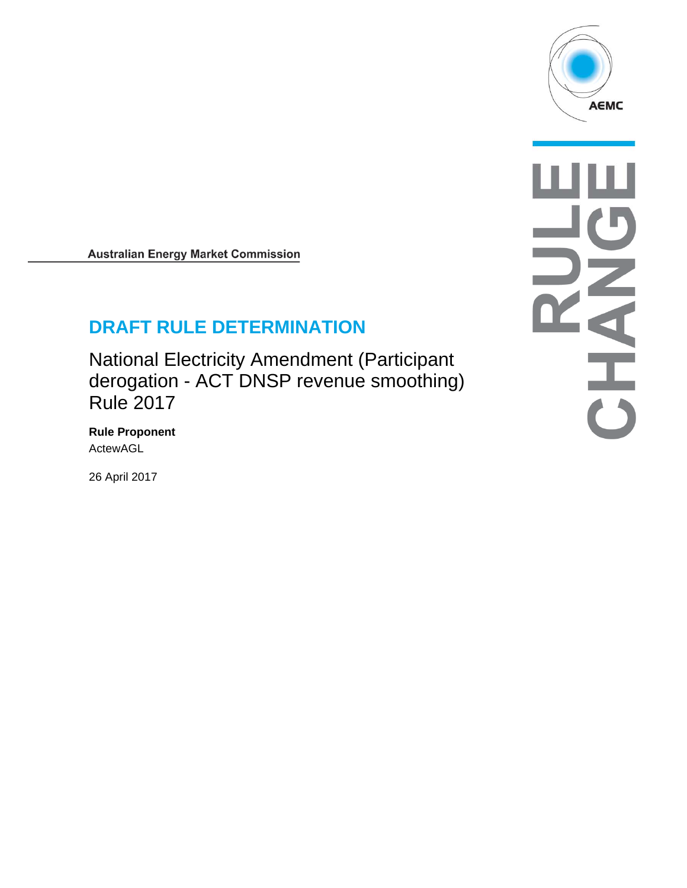Australian Energy Market Commission

# DRAFT RULE DETERMINATION

National Electricity Amendment (Participant derogation - ACT DNSP revenue smoothing) Rule 2017

**Rule Proponent**

ActewAGL

26 April 2017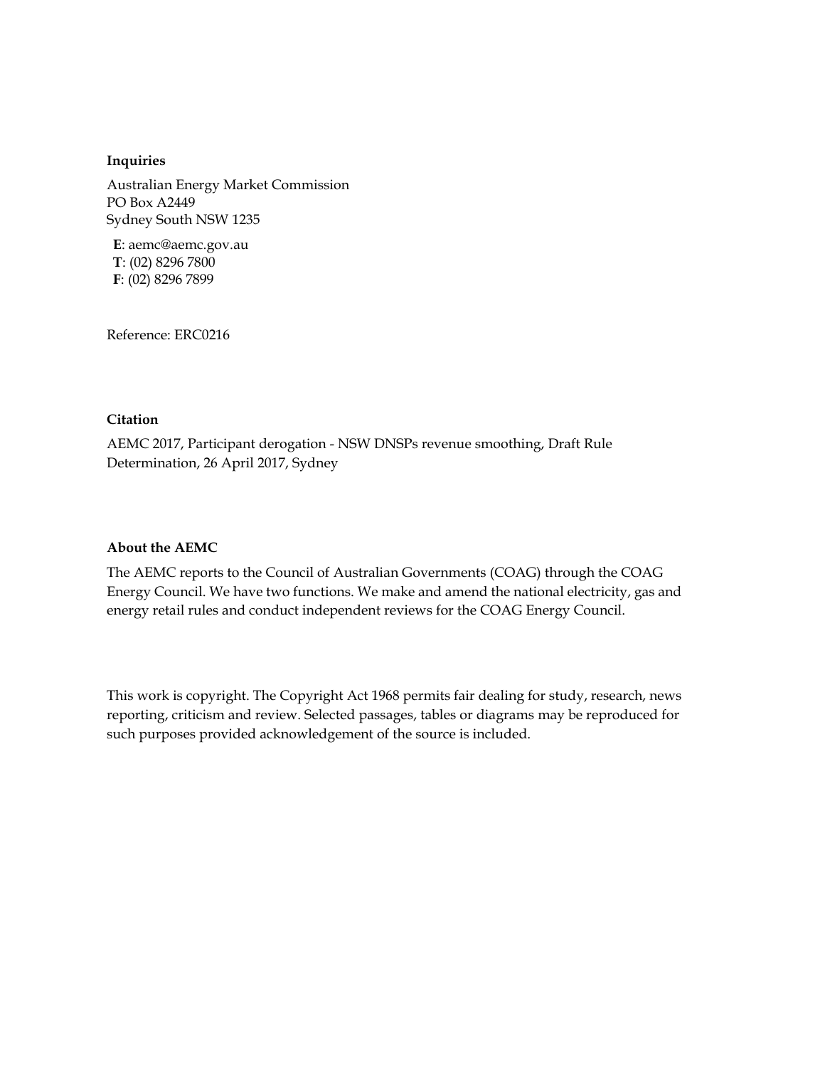**Inquiries**

Australian Energy Market Commission
PO Box A2449
Sydney South NSW 1235

**E**: aemc@aemc.gov.au
**T**: (02) 8296 7800
**F**: (02) 8296 7899

Reference: ERC0216

**Citation**

AEMC 2017, Participant derogation - NSW DNSPs revenue smoothing, Draft Rule Determination, 26 April 2017, Sydney

**About the AEMC**

The AEMC reports to the Council of Australian Governments (COAG) through the COAG Energy Council. We have two functions. We make and amend the national electricity, gas and energy retail rules and conduct independent reviews for the COAG Energy Council.

This work is copyright. The Copyright Act 1968 permits fair dealing for study, research, news reporting, criticism and review. Selected passages, tables or diagrams may be reproduced for such purposes provided acknowledgement of the source is included.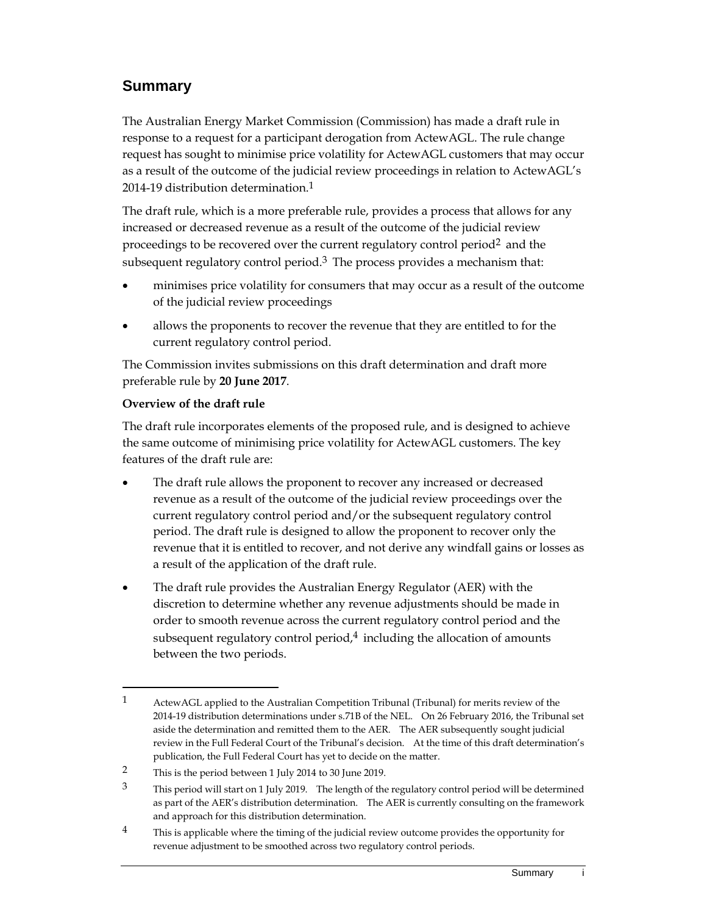## Summary

The Australian Energy Market Commission (Commission) has made a draft rule in response to a request for a participant derogation from ActewAGL. The rule change request has sought to minimise price volatility for ActewAGL customers that may occur as a result of the outcome of the judicial review proceedings in relation to ActewAGL's 2014-19 distribution determination.[1]

The draft rule, which is a more preferable rule, provides a process that allows for any increased or decreased revenue as a result of the outcome of the judicial review proceedings to be recovered over the current regulatory control period[2] and the subsequent regulatory control period.[3] The process provides a mechanism that:

- minimises price volatility for consumers that may occur as a result of the outcome of the judicial review proceedings
- allows the proponents to recover the revenue that they are entitled to for the current regulatory control period.

The Commission invites submissions on this draft determination and draft more preferable rule by **20 June 2017**.

**Overview of the draft rule**

The draft rule incorporates elements of the proposed rule, and is designed to achieve the same outcome of minimising price volatility for ActewAGL customers. The key features of the draft rule are:

- The draft rule allows the proponent to recover any increased or decreased revenue as a result of the outcome of the judicial review proceedings over the current regulatory control period and/or the subsequent regulatory control period. The draft rule is designed to allow the proponent to recover only the revenue that it is entitled to recover, and not derive any windfall gains or losses as a result of the application of the draft rule.
- The draft rule provides the Australian Energy Regulator (AER) with the discretion to determine whether any revenue adjustments should be made in order to smooth revenue across the current regulatory control period and the subsequent regulatory control period,[4] including the allocation of amounts between the two periods.

---

[1] ActewAGL applied to the Australian Competition Tribunal (Tribunal) for merits review of the 2014-19 distribution determinations under s.71B of the NEL. On 26 February 2016, the Tribunal set aside the determination and remitted them to the AER. The AER subsequently sought judicial review in the Full Federal Court of the Tribunal's decision. At the time of this draft determination's publication, the Full Federal Court has yet to decide on the matter.

[2] This is the period between 1 July 2014 to 30 June 2019.

[3] This period will start on 1 July 2019. The length of the regulatory control period will be determined as part of the AER's distribution determination. The AER is currently consulting on the framework and approach for this distribution determination.

[4] This is applicable where the timing of the judicial review outcome provides the opportunity for revenue adjustment to be smoothed across two regulatory control periods.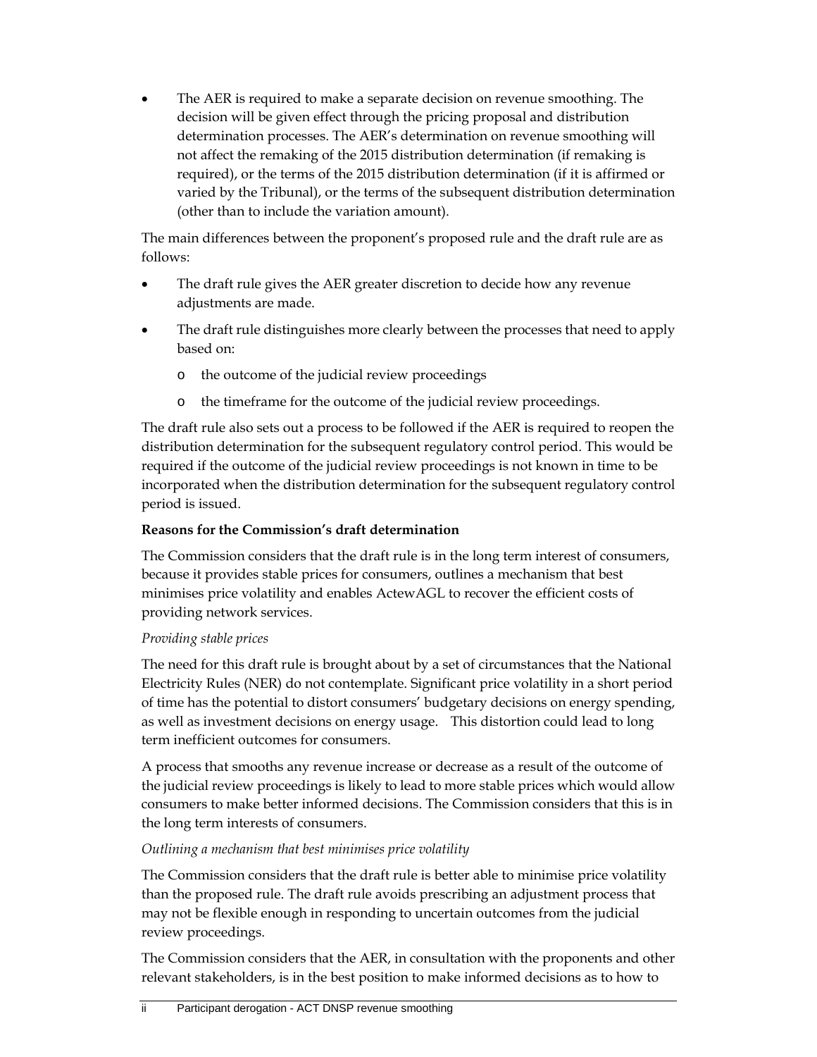- The AER is required to make a separate decision on revenue smoothing. The decision will be given effect through the pricing proposal and distribution determination processes. The AER's determination on revenue smoothing will not affect the remaking of the 2015 distribution determination (if remaking is required), or the terms of the 2015 distribution determination (if it is affirmed or varied by the Tribunal), or the terms of the subsequent distribution determination (other than to include the variation amount).

The main differences between the proponent's proposed rule and the draft rule are as follows:

- The draft rule gives the AER greater discretion to decide how any revenue adjustments are made.
- The draft rule distinguishes more clearly between the processes that need to apply based on:
  - the outcome of the judicial review proceedings
  - the timeframe for the outcome of the judicial review proceedings.

The draft rule also sets out a process to be followed if the AER is required to reopen the distribution determination for the subsequent regulatory control period. This would be required if the outcome of the judicial review proceedings is not known in time to be incorporated when the distribution determination for the subsequent regulatory control period is issued.

**Reasons for the Commission's draft determination**

The Commission considers that the draft rule is in the long term interest of consumers, because it provides stable prices for consumers, outlines a mechanism that best minimises price volatility and enables ActewAGL to recover the efficient costs of providing network services.

*Providing stable prices*

The need for this draft rule is brought about by a set of circumstances that the National Electricity Rules (NER) do not contemplate. Significant price volatility in a short period of time has the potential to distort consumers' budgetary decisions on energy spending, as well as investment decisions on energy usage. This distortion could lead to long term inefficient outcomes for consumers.

A process that smooths any revenue increase or decrease as a result of the outcome of the judicial review proceedings is likely to lead to more stable prices which would allow consumers to make better informed decisions. The Commission considers that this is in the long term interests of consumers.

*Outlining a mechanism that best minimises price volatility*

The Commission considers that the draft rule is better able to minimise price volatility than the proposed rule. The draft rule avoids prescribing an adjustment process that may not be flexible enough in responding to uncertain outcomes from the judicial review proceedings.

The Commission considers that the AER, in consultation with the proponents and other relevant stakeholders, is in the best position to make informed decisions as to how to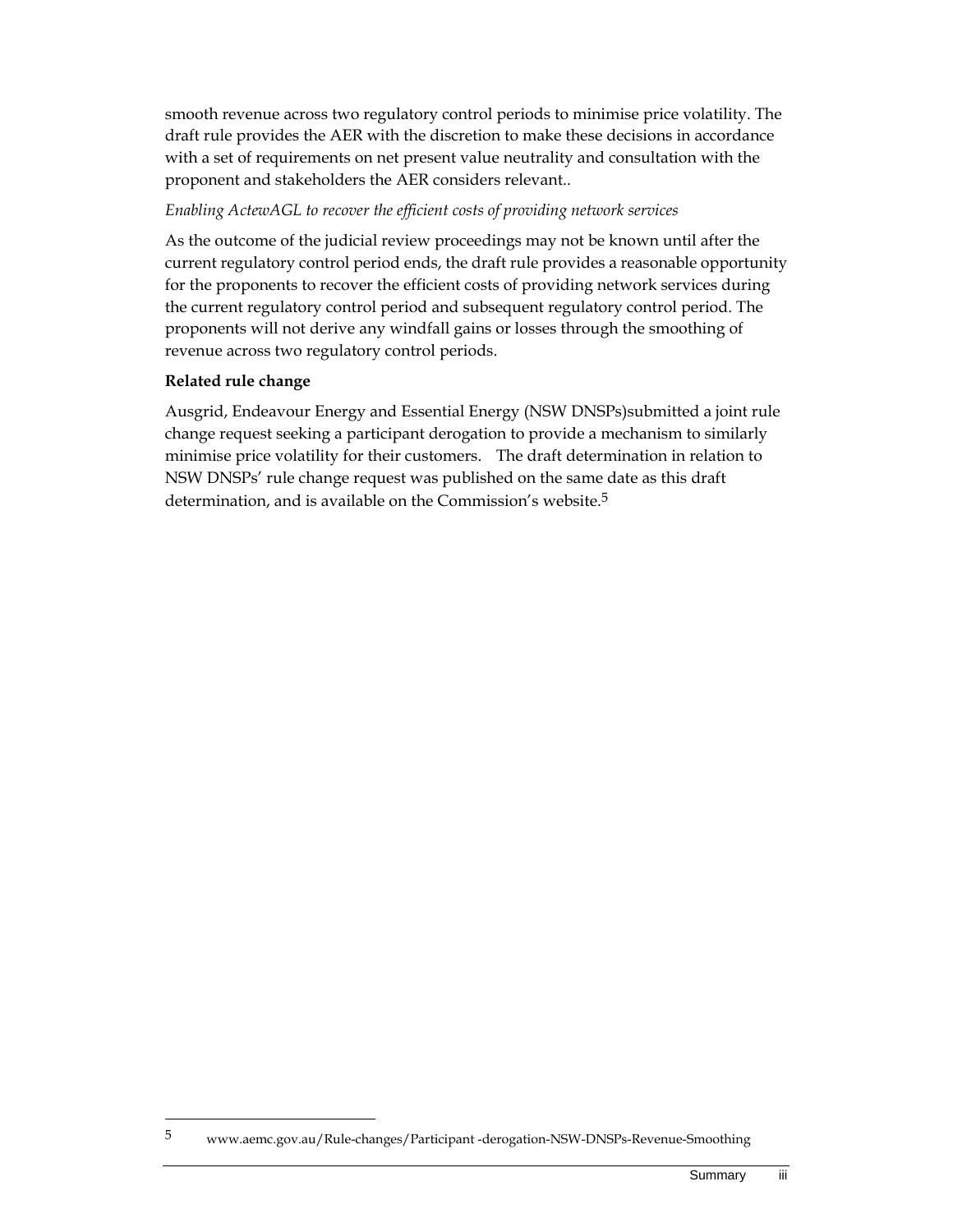smooth revenue across two regulatory control periods to minimise price volatility. The draft rule provides the AER with the discretion to make these decisions in accordance with a set of requirements on net present value neutrality and consultation with the proponent and stakeholders the AER considers relevant..

*Enabling ActewAGL to recover the efficient costs of providing network services*

As the outcome of the judicial review proceedings may not be known until after the current regulatory control period ends, the draft rule provides a reasonable opportunity for the proponents to recover the efficient costs of providing network services during the current regulatory control period and subsequent regulatory control period. The proponents will not derive any windfall gains or losses through the smoothing of revenue across two regulatory control periods.

**Related rule change**

Ausgrid, Endeavour Energy and Essential Energy (NSW DNSPs)submitted a joint rule change request seeking a participant derogation to provide a mechanism to similarly minimise price volatility for their customers. The draft determination in relation to NSW DNSPs' rule change request was published on the same date as this draft determination, and is available on the Commission's website.[5]

---

[5] www.aemc.gov.au/Rule-changes/Participant -derogation-NSW-DNSPs-Revenue-Smoothing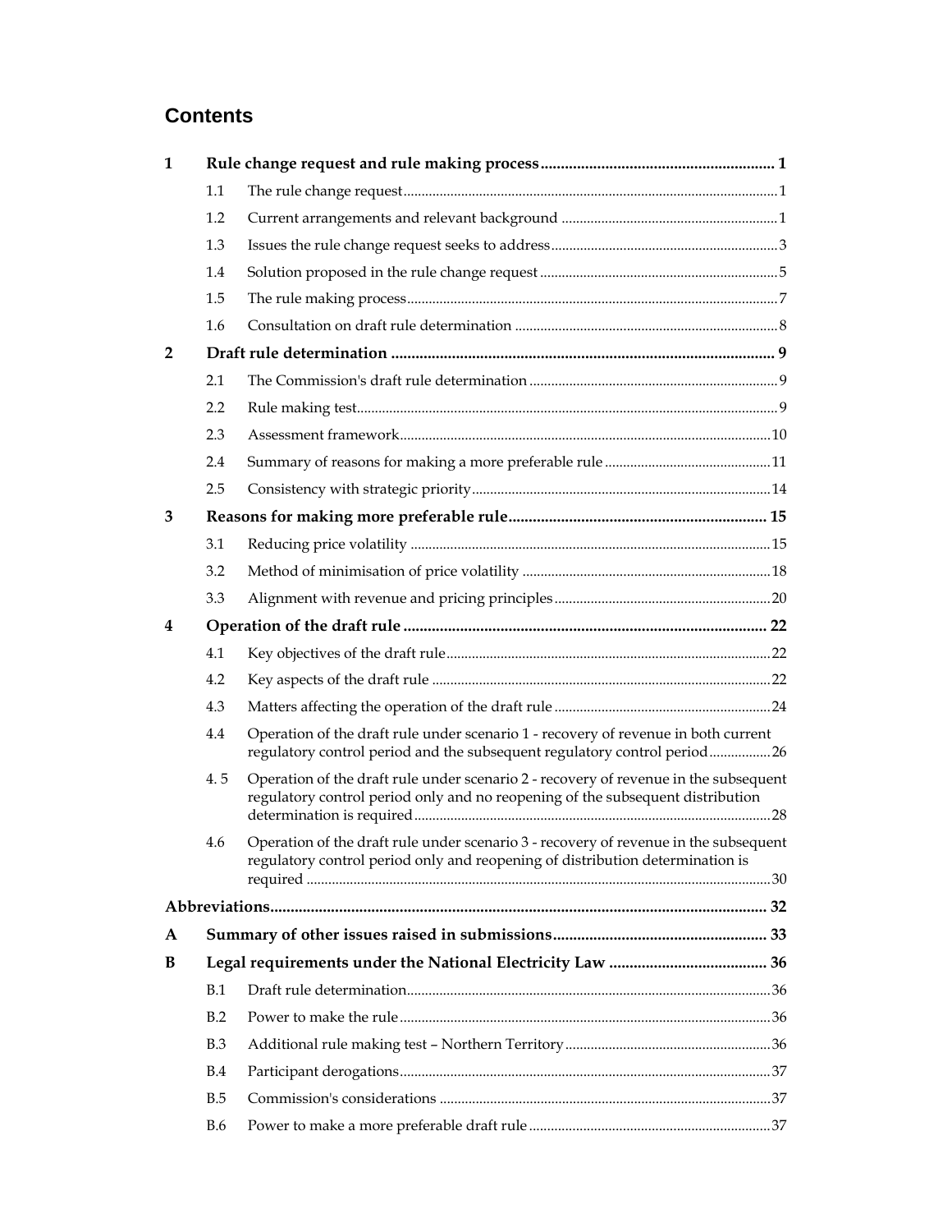# Contents

| | | | |
|---|---|---|---|
| **1** | **Rule change request and rule making process** | | **1** |
| | 1.1 | The rule change request | 1 |
| | 1.2 | Current arrangements and relevant background | 1 |
| | 1.3 | Issues the rule change request seeks to address | 3 |
| | 1.4 | Solution proposed in the rule change request | 5 |
| | 1.5 | The rule making process | 7 |
| | 1.6 | Consultation on draft rule determination | 8 |
| **2** | **Draft rule determination** | | **9** |
| | 2.1 | The Commission's draft rule determination | 9 |
| | 2.2 | Rule making test | 9 |
| | 2.3 | Assessment framework | 10 |
| | 2.4 | Summary of reasons for making a more preferable rule | 11 |
| | 2.5 | Consistency with strategic priority | 14 |
| **3** | **Reasons for making more preferable rule** | | **15** |
| | 3.1 | Reducing price volatility | 15 |
| | 3.2 | Method of minimisation of price volatility | 18 |
| | 3.3 | Alignment with revenue and pricing principles | 20 |
| **4** | **Operation of the draft rule** | | **22** |
| | 4.1 | Key objectives of the draft rule | 22 |
| | 4.2 | Key aspects of the draft rule | 22 |
| | 4.3 | Matters affecting the operation of the draft rule | 24 |
| | 4.4 | Operation of the draft rule under scenario 1 - recovery of revenue in both current regulatory control period and the subsequent regulatory control period | 26 |
| | 4. 5 | Operation of the draft rule under scenario 2 - recovery of revenue in the subsequent regulatory control period only and no reopening of the subsequent distribution determination is required | 28 |
| | 4.6 | Operation of the draft rule under scenario 3 - recovery of revenue in the subsequent regulatory control period only and reopening of distribution determination is required | 30 |
| **Abbreviations** | | | **32** |
| **A** | **Summary of other issues raised in submissions** | | **33** |
| **B** | **Legal requirements under the National Electricity Law** | | **36** |
| | B.1 | Draft rule determination | 36 |
| | B.2 | Power to make the rule | 36 |
| | B.3 | Additional rule making test – Northern Territory | 36 |
| | B.4 | Participant derogations | 37 |
| | B.5 | Commission's considerations | 37 |
| | B.6 | Power to make a more preferable draft rule | 37 |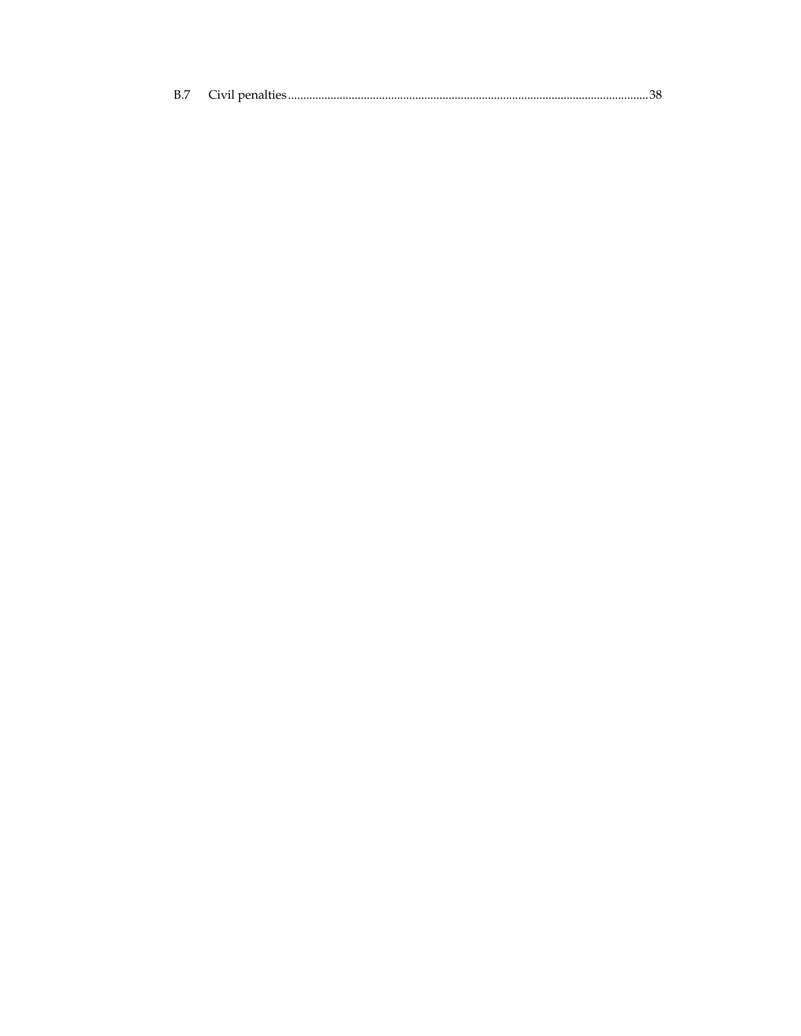B.7 Civil penalties ............................................................................................................ 38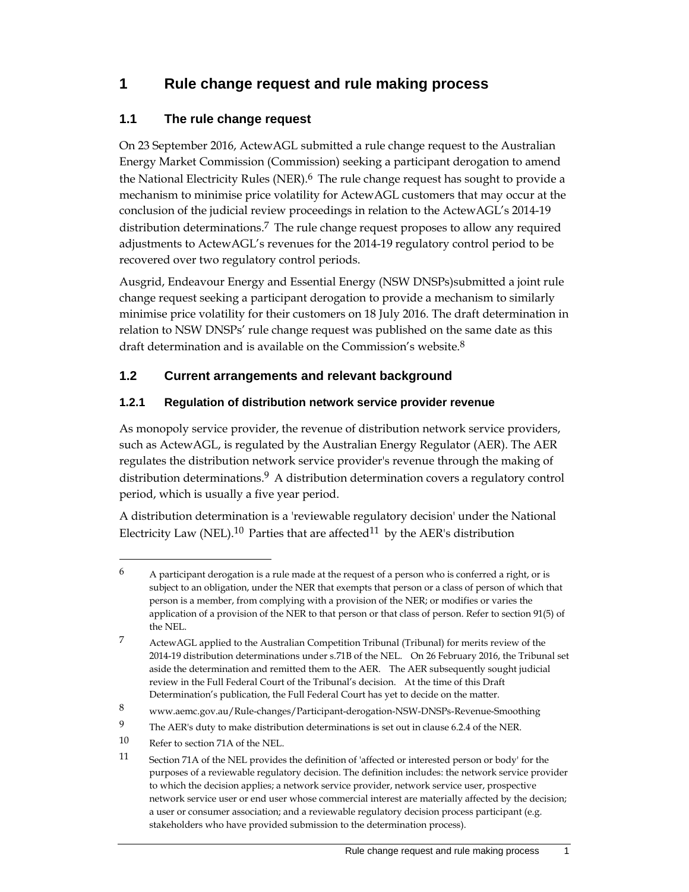# 1 Rule change request and rule making process

## 1.1 The rule change request

On 23 September 2016, ActewAGL submitted a rule change request to the Australian Energy Market Commission (Commission) seeking a participant derogation to amend the National Electricity Rules (NER).[6] The rule change request has sought to provide a mechanism to minimise price volatility for ActewAGL customers that may occur at the conclusion of the judicial review proceedings in relation to the ActewAGL's 2014-19 distribution determinations.[7] The rule change request proposes to allow any required adjustments to ActewAGL's revenues for the 2014-19 regulatory control period to be recovered over two regulatory control periods.

Ausgrid, Endeavour Energy and Essential Energy (NSW DNSPs)submitted a joint rule change request seeking a participant derogation to provide a mechanism to similarly minimise price volatility for their customers on 18 July 2016. The draft determination in relation to NSW DNSPs' rule change request was published on the same date as this draft determination and is available on the Commission's website.[8]

## 1.2 Current arrangements and relevant background

### 1.2.1 Regulation of distribution network service provider revenue

As monopoly service provider, the revenue of distribution network service providers, such as ActewAGL, is regulated by the Australian Energy Regulator (AER). The AER regulates the distribution network service provider's revenue through the making of distribution determinations.[9] A distribution determination covers a regulatory control period, which is usually a five year period.

A distribution determination is a 'reviewable regulatory decision' under the National Electricity Law (NEL).[10] Parties that are affected[11] by the AER's distribution

---

[6] A participant derogation is a rule made at the request of a person who is conferred a right, or is subject to an obligation, under the NER that exempts that person or a class of person of which that person is a member, from complying with a provision of the NER; or modifies or varies the application of a provision of the NER to that person or that class of person. Refer to section 91(5) of the NEL.

[7] ActewAGL applied to the Australian Competition Tribunal (Tribunal) for merits review of the 2014-19 distribution determinations under s.71B of the NEL. On 26 February 2016, the Tribunal set aside the determination and remitted them to the AER. The AER subsequently sought judicial review in the Full Federal Court of the Tribunal's decision. At the time of this Draft Determination's publication, the Full Federal Court has yet to decide on the matter.

[8] www.aemc.gov.au/Rule-changes/Participant-derogation-NSW-DNSPs-Revenue-Smoothing

[9] The AER's duty to make distribution determinations is set out in clause 6.2.4 of the NER.

[10] Refer to section 71A of the NEL.

[11] Section 71A of the NEL provides the definition of 'affected or interested person or body' for the purposes of a reviewable regulatory decision. The definition includes: the network service provider to which the decision applies; a network service provider, network service user, prospective network service user or end user whose commercial interest are materially affected by the decision; a user or consumer association; and a reviewable regulatory decision process participant (e.g. stakeholders who have provided submission to the determination process).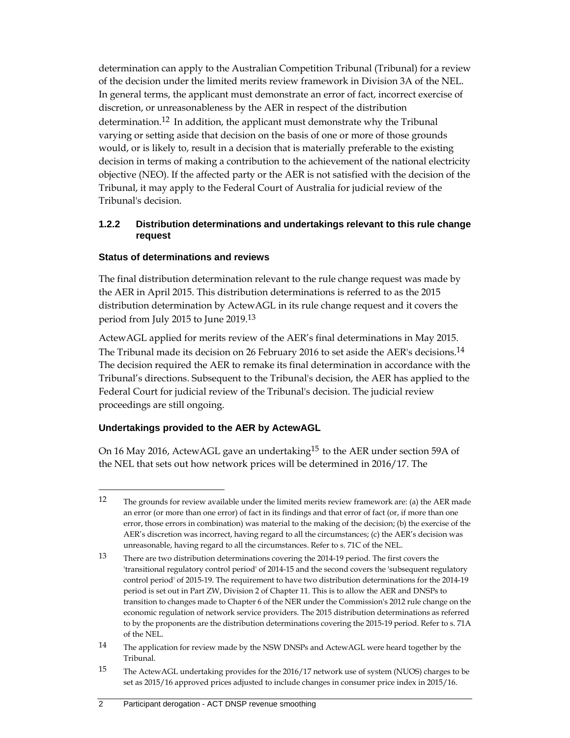determination can apply to the Australian Competition Tribunal (Tribunal) for a review of the decision under the limited merits review framework in Division 3A of the NEL. In general terms, the applicant must demonstrate an error of fact, incorrect exercise of discretion, or unreasonableness by the AER in respect of the distribution determination.[12] In addition, the applicant must demonstrate why the Tribunal varying or setting aside that decision on the basis of one or more of those grounds would, or is likely to, result in a decision that is materially preferable to the existing decision in terms of making a contribution to the achievement of the national electricity objective (NEO). If the affected party or the AER is not satisfied with the decision of the Tribunal, it may apply to the Federal Court of Australia for judicial review of the Tribunal's decision.

### 1.2.2 Distribution determinations and undertakings relevant to this rule change request

#### Status of determinations and reviews

The final distribution determination relevant to the rule change request was made by the AER in April 2015. This distribution determinations is referred to as the 2015 distribution determination by ActewAGL in its rule change request and it covers the period from July 2015 to June 2019.[13]

ActewAGL applied for merits review of the AER's final determinations in May 2015. The Tribunal made its decision on 26 February 2016 to set aside the AER's decisions.[14] The decision required the AER to remake its final determination in accordance with the Tribunal's directions. Subsequent to the Tribunal's decision, the AER has applied to the Federal Court for judicial review of the Tribunal's decision. The judicial review proceedings are still ongoing.

#### Undertakings provided to the AER by ActewAGL

On 16 May 2016, ActewAGL gave an undertaking[15] to the AER under section 59A of the NEL that sets out how network prices will be determined in 2016/17. The

---

[12] The grounds for review available under the limited merits review framework are: (a) the AER made an error (or more than one error) of fact in its findings and that error of fact (or, if more than one error, those errors in combination) was material to the making of the decision; (b) the exercise of the AER's discretion was incorrect, having regard to all the circumstances; (c) the AER's decision was unreasonable, having regard to all the circumstances. Refer to s. 71C of the NEL.

[13] There are two distribution determinations covering the 2014-19 period. The first covers the 'transitional regulatory control period' of 2014-15 and the second covers the 'subsequent regulatory control period' of 2015-19. The requirement to have two distribution determinations for the 2014-19 period is set out in Part ZW, Division 2 of Chapter 11. This is to allow the AER and DNSPs to transition to changes made to Chapter 6 of the NER under the Commission's 2012 rule change on the economic regulation of network service providers. The 2015 distribution determinations as referred to by the proponents are the distribution determinations covering the 2015-19 period. Refer to s. 71A of the NEL.

[14] The application for review made by the NSW DNSPs and ActewAGL were heard together by the Tribunal.

[15] The ActewAGL undertaking provides for the 2016/17 network use of system (NUOS) charges to be set as 2015/16 approved prices adjusted to include changes in consumer price index in 2015/16.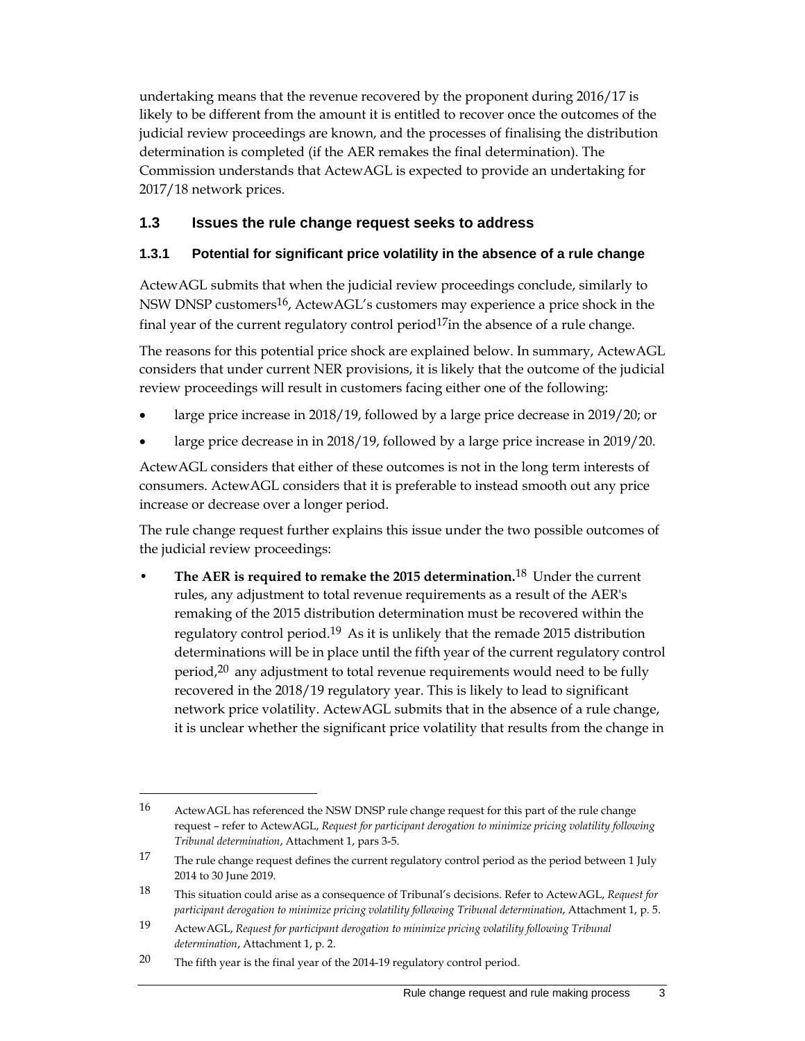undertaking means that the revenue recovered by the proponent during 2016/17 is likely to be different from the amount it is entitled to recover once the outcomes of the judicial review proceedings are known, and the processes of finalising the distribution determination is completed (if the AER remakes the final determination). The Commission understands that ActewAGL is expected to provide an undertaking for 2017/18 network prices.

## 1.3 Issues the rule change request seeks to address

### 1.3.1 Potential for significant price volatility in the absence of a rule change

ActewAGL submits that when the judicial review proceedings conclude, similarly to NSW DNSP customers[16], ActewAGL's customers may experience a price shock in the final year of the current regulatory control period[17]in the absence of a rule change.

The reasons for this potential price shock are explained below. In summary, ActewAGL considers that under current NER provisions, it is likely that the outcome of the judicial review proceedings will result in customers facing either one of the following:

- large price increase in 2018/19, followed by a large price decrease in 2019/20; or
- large price decrease in in 2018/19, followed by a large price increase in 2019/20.

ActewAGL considers that either of these outcomes is not in the long term interests of consumers. ActewAGL considers that it is preferable to instead smooth out any price increase or decrease over a longer period.

The rule change request further explains this issue under the two possible outcomes of the judicial review proceedings:

- **The AER is required to remake the 2015 determination.**[18] Under the current rules, any adjustment to total revenue requirements as a result of the AER's remaking of the 2015 distribution determination must be recovered within the regulatory control period.[19] As it is unlikely that the remade 2015 distribution determinations will be in place until the fifth year of the current regulatory control period,[20] any adjustment to total revenue requirements would need to be fully recovered in the 2018/19 regulatory year. This is likely to lead to significant network price volatility. ActewAGL submits that in the absence of a rule change, it is unclear whether the significant price volatility that results from the change in

---

16 ActewAGL has referenced the NSW DNSP rule change request for this part of the rule change request – refer to ActewAGL, *Request for participant derogation to minimize pricing volatility following Tribunal determination*, Attachment 1, pars 3-5.

17 The rule change request defines the current regulatory control period as the period between 1 July 2014 to 30 June 2019.

18 This situation could arise as a consequence of Tribunal's decisions. Refer to ActewAGL, *Request for participant derogation to minimize pricing volatility following Tribunal determination*, Attachment 1, p. 5.

19 ActewAGL, *Request for participant derogation to minimize pricing volatility following Tribunal determination*, Attachment 1, p. 2.

20 The fifth year is the final year of the 2014-19 regulatory control period.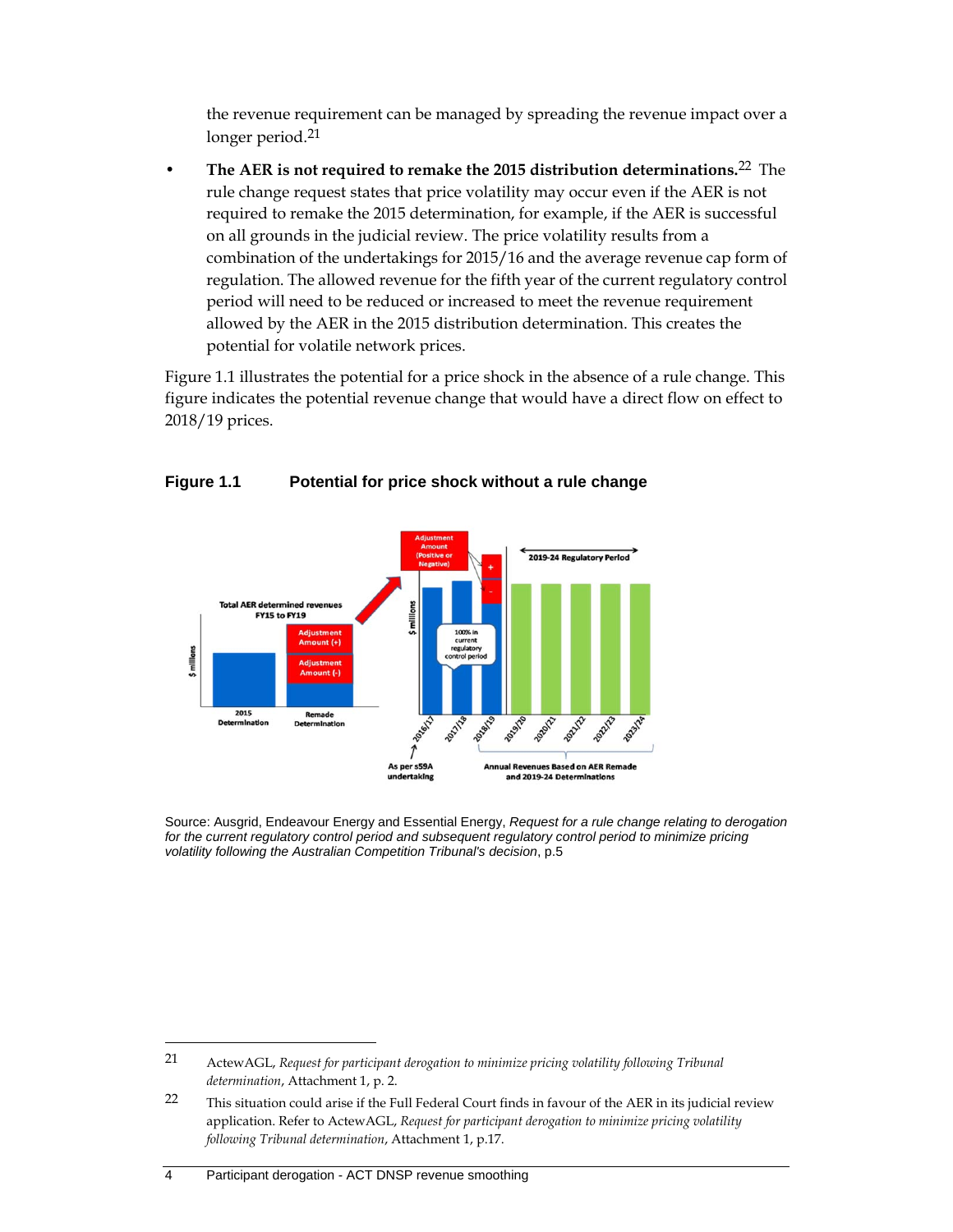the revenue requirement can be managed by spreading the revenue impact over a longer period.[21]

- **The AER is not required to remake the 2015 distribution determinations.**[22] The rule change request states that price volatility may occur even if the AER is not required to remake the 2015 determination, for example, if the AER is successful on all grounds in the judicial review. The price volatility results from a combination of the undertakings for 2015/16 and the average revenue cap form of regulation. The allowed revenue for the fifth year of the current regulatory control period will need to be reduced or increased to meet the revenue requirement allowed by the AER in the 2015 distribution determination. This creates the potential for volatile network prices.

Figure 1.1 illustrates the potential for a price shock in the absence of a rule change. This figure indicates the potential revenue change that would have a direct flow on effect to 2018/19 prices.

**Figure 1.1 Potential for price shock without a rule change**

Source: Ausgrid, Endeavour Energy and Essential Energy, *Request for a rule change relating to derogation for the current regulatory control period and subsequent regulatory control period to minimize pricing volatility following the Australian Competition Tribunal's decision*, p.5

---

21 ActewAGL, *Request for participant derogation to minimize pricing volatility following Tribunal determination*, Attachment 1, p. 2.

22 This situation could arise if the Full Federal Court finds in favour of the AER in its judicial review application. Refer to ActewAGL, *Request for participant derogation to minimize pricing volatility following Tribunal determination*, Attachment 1, p.17.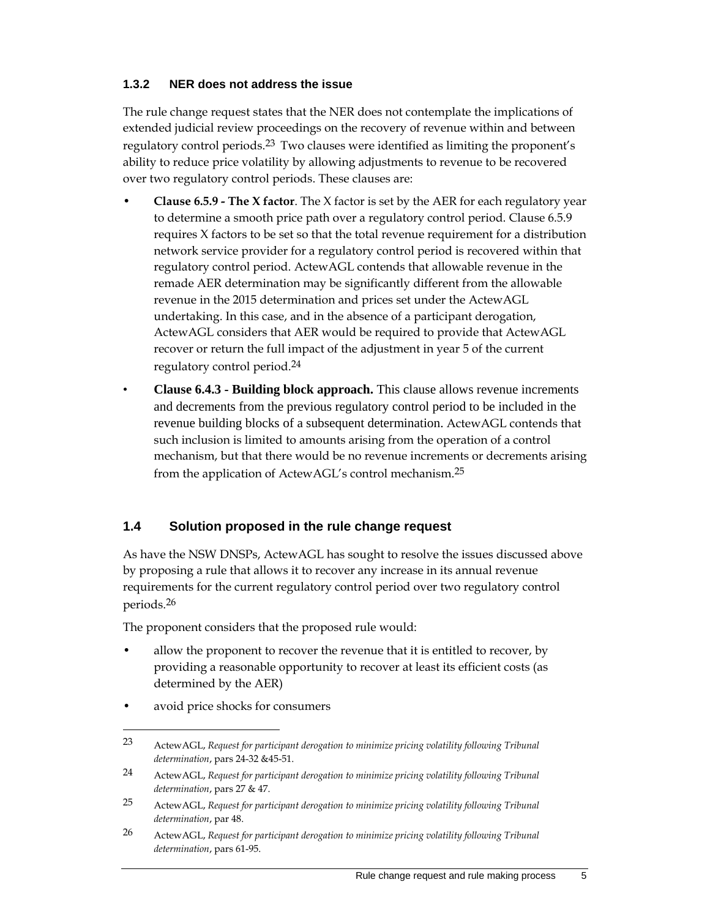### 1.3.2 NER does not address the issue

The rule change request states that the NER does not contemplate the implications of extended judicial review proceedings on the recovery of revenue within and between regulatory control periods.[23] Two clauses were identified as limiting the proponent's ability to reduce price volatility by allowing adjustments to revenue to be recovered over two regulatory control periods. These clauses are:

- **Clause 6.5.9 - The X factor**. The X factor is set by the AER for each regulatory year to determine a smooth price path over a regulatory control period. Clause 6.5.9 requires X factors to be set so that the total revenue requirement for a distribution network service provider for a regulatory control period is recovered within that regulatory control period. ActewAGL contends that allowable revenue in the remade AER determination may be significantly different from the allowable revenue in the 2015 determination and prices set under the ActewAGL undertaking. In this case, and in the absence of a participant derogation, ActewAGL considers that AER would be required to provide that ActewAGL recover or return the full impact of the adjustment in year 5 of the current regulatory control period.[24]
- **Clause 6.4.3 - Building block approach.** This clause allows revenue increments and decrements from the previous regulatory control period to be included in the revenue building blocks of a subsequent determination. ActewAGL contends that such inclusion is limited to amounts arising from the operation of a control mechanism, but that there would be no revenue increments or decrements arising from the application of ActewAGL's control mechanism.[25]

## 1.4 Solution proposed in the rule change request

As have the NSW DNSPs, ActewAGL has sought to resolve the issues discussed above by proposing a rule that allows it to recover any increase in its annual revenue requirements for the current regulatory control period over two regulatory control periods.[26]

The proponent considers that the proposed rule would:

- allow the proponent to recover the revenue that it is entitled to recover, by providing a reasonable opportunity to recover at least its efficient costs (as determined by the AER)
- avoid price shocks for consumers

---

[23] ActewAGL, *Request for participant derogation to minimize pricing volatility following Tribunal determination*, pars 24-32 &45-51.

[24] ActewAGL, *Request for participant derogation to minimize pricing volatility following Tribunal determination*, pars 27 & 47.

[25] ActewAGL, *Request for participant derogation to minimize pricing volatility following Tribunal determination*, par 48.

[26] ActewAGL, *Request for participant derogation to minimize pricing volatility following Tribunal determination*, pars 61-95.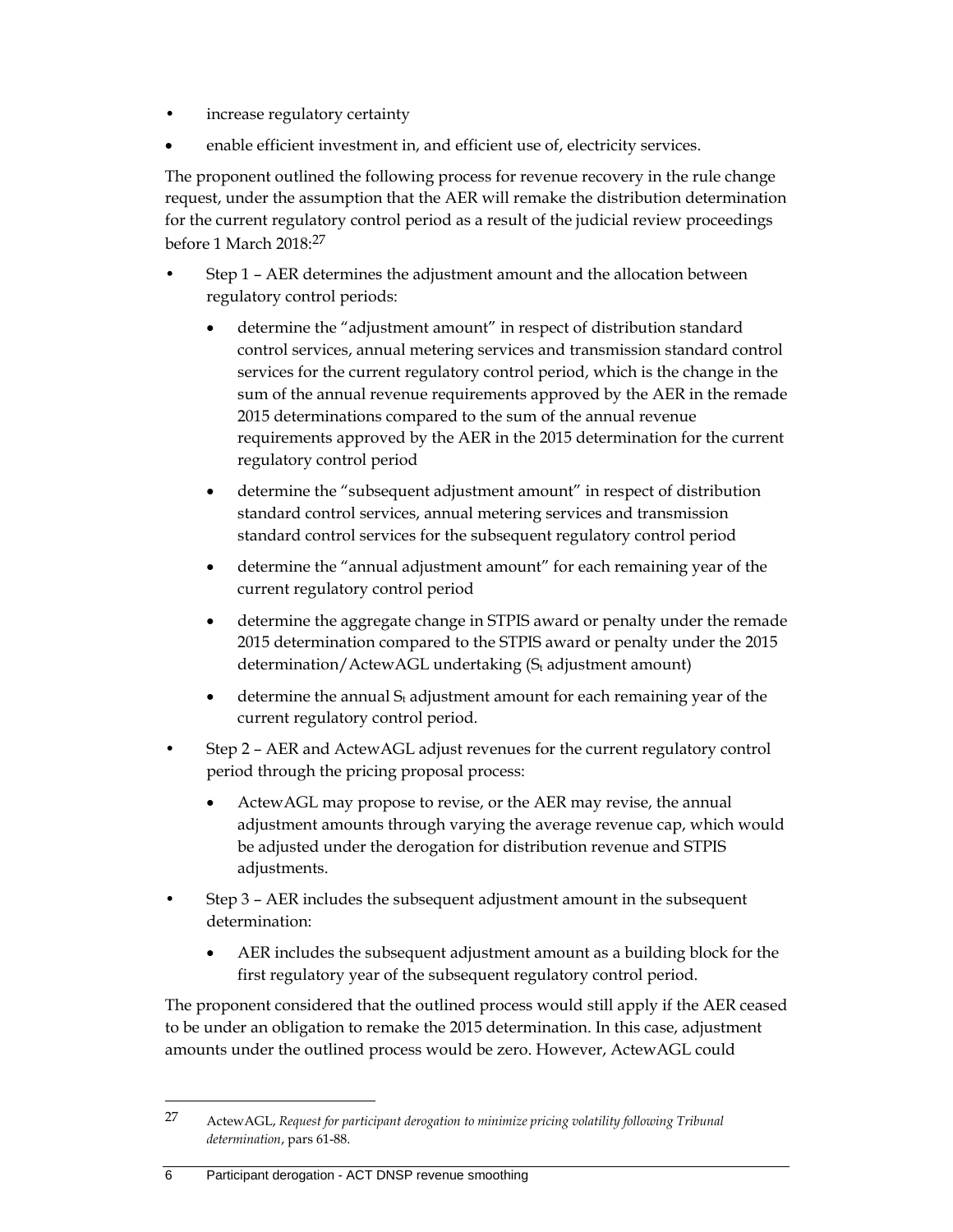- increase regulatory certainty
- enable efficient investment in, and efficient use of, electricity services.

The proponent outlined the following process for revenue recovery in the rule change request, under the assumption that the AER will remake the distribution determination for the current regulatory control period as a result of the judicial review proceedings before 1 March 2018:[27]

- Step 1 – AER determines the adjustment amount and the allocation between regulatory control periods:
  - determine the "adjustment amount" in respect of distribution standard control services, annual metering services and transmission standard control services for the current regulatory control period, which is the change in the sum of the annual revenue requirements approved by the AER in the remade 2015 determinations compared to the sum of the annual revenue requirements approved by the AER in the 2015 determination for the current regulatory control period
  - determine the "subsequent adjustment amount" in respect of distribution standard control services, annual metering services and transmission standard control services for the subsequent regulatory control period
  - determine the "annual adjustment amount" for each remaining year of the current regulatory control period
  - determine the aggregate change in STPIS award or penalty under the remade 2015 determination compared to the STPIS award or penalty under the 2015 determination/ActewAGL undertaking ($S_t$ adjustment amount)
  - determine the annual $S_t$ adjustment amount for each remaining year of the current regulatory control period.
- Step 2 – AER and ActewAGL adjust revenues for the current regulatory control period through the pricing proposal process:
  - ActewAGL may propose to revise, or the AER may revise, the annual adjustment amounts through varying the average revenue cap, which would be adjusted under the derogation for distribution revenue and STPIS adjustments.
- Step 3 – AER includes the subsequent adjustment amount in the subsequent determination:
  - AER includes the subsequent adjustment amount as a building block for the first regulatory year of the subsequent regulatory control period.

The proponent considered that the outlined process would still apply if the AER ceased to be under an obligation to remake the 2015 determination. In this case, adjustment amounts under the outlined process would be zero. However, ActewAGL could

---

27 ActewAGL, *Request for participant derogation to minimize pricing volatility following Tribunal determination*, pars 61-88.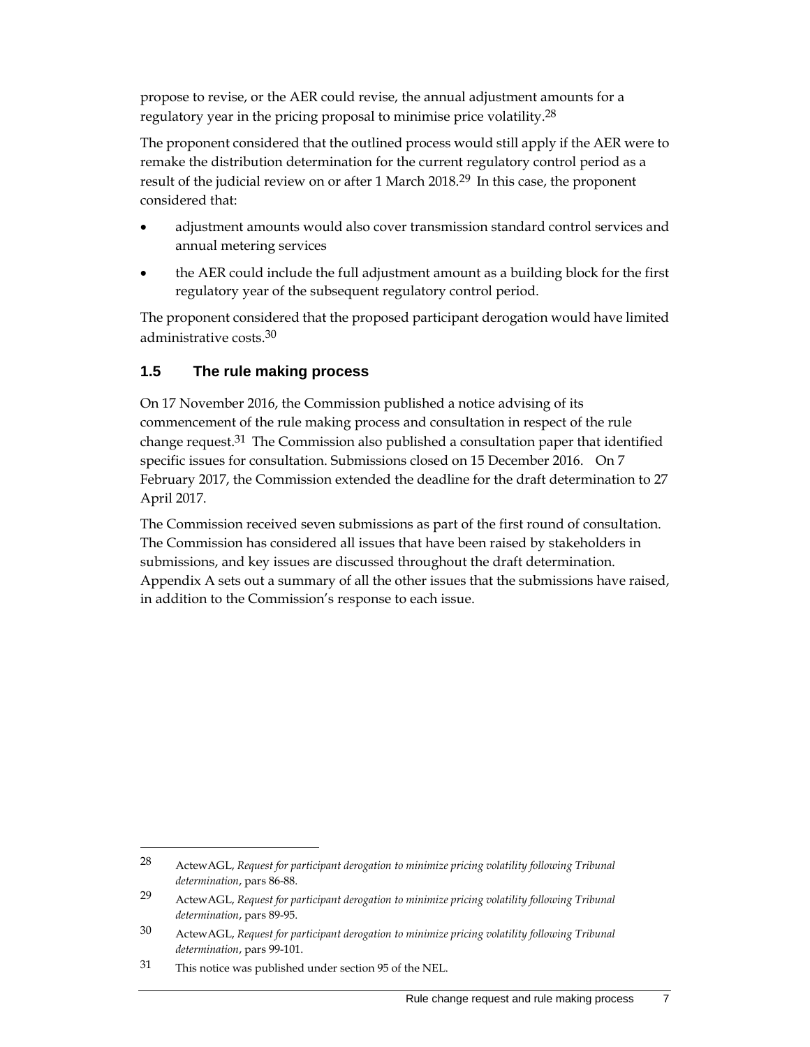propose to revise, or the AER could revise, the annual adjustment amounts for a regulatory year in the pricing proposal to minimise price volatility.[28]

The proponent considered that the outlined process would still apply if the AER were to remake the distribution determination for the current regulatory control period as a result of the judicial review on or after 1 March 2018.[29] In this case, the proponent considered that:

- adjustment amounts would also cover transmission standard control services and annual metering services
- the AER could include the full adjustment amount as a building block for the first regulatory year of the subsequent regulatory control period.

The proponent considered that the proposed participant derogation would have limited administrative costs.[30]

## 1.5 The rule making process

On 17 November 2016, the Commission published a notice advising of its commencement of the rule making process and consultation in respect of the rule change request.[31] The Commission also published a consultation paper that identified specific issues for consultation. Submissions closed on 15 December 2016. On 7 February 2017, the Commission extended the deadline for the draft determination to 27 April 2017.

The Commission received seven submissions as part of the first round of consultation. The Commission has considered all issues that have been raised by stakeholders in submissions, and key issues are discussed throughout the draft determination. Appendix A sets out a summary of all the other issues that the submissions have raised, in addition to the Commission's response to each issue.

---

[28] ActewAGL, *Request for participant derogation to minimize pricing volatility following Tribunal determination*, pars 86-88.

[29] ActewAGL, *Request for participant derogation to minimize pricing volatility following Tribunal determination*, pars 89-95.

[30] ActewAGL, *Request for participant derogation to minimize pricing volatility following Tribunal determination*, pars 99-101.

[31] This notice was published under section 95 of the NEL.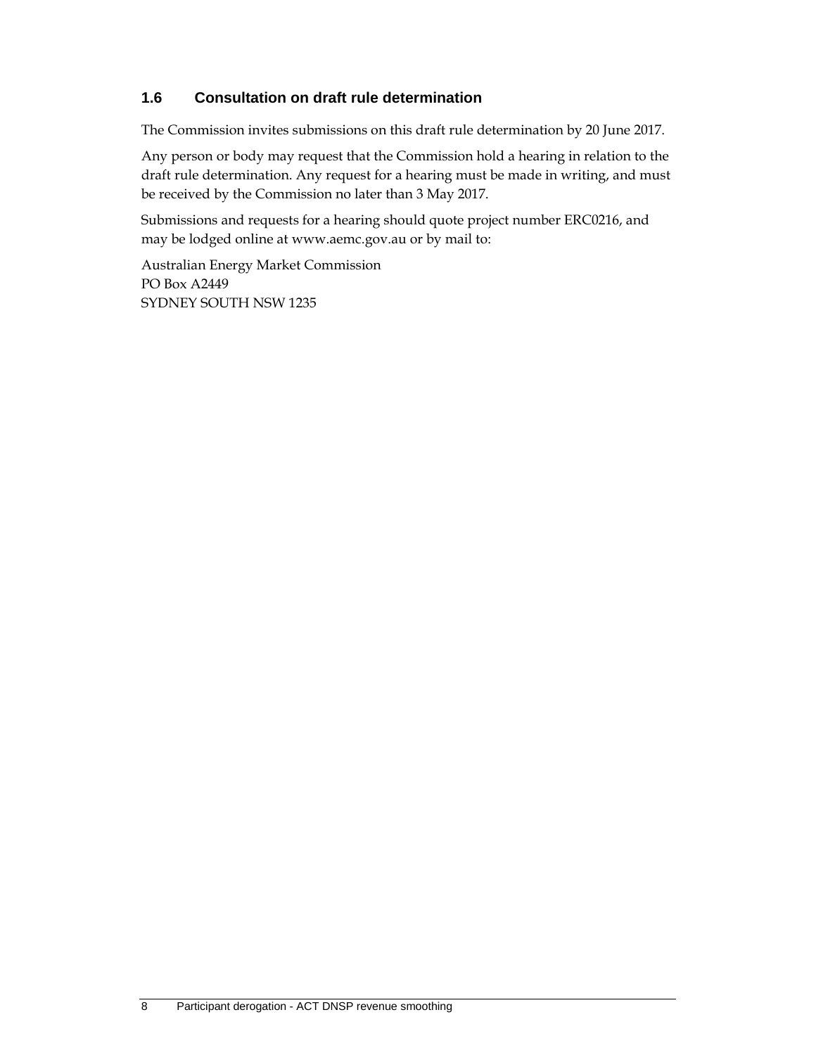### 1.6 Consultation on draft rule determination

The Commission invites submissions on this draft rule determination by 20 June 2017.

Any person or body may request that the Commission hold a hearing in relation to the draft rule determination. Any request for a hearing must be made in writing, and must be received by the Commission no later than 3 May 2017.

Submissions and requests for a hearing should quote project number ERC0216, and may be lodged online at www.aemc.gov.au or by mail to:

Australian Energy Market Commission
PO Box A2449
SYDNEY SOUTH NSW 1235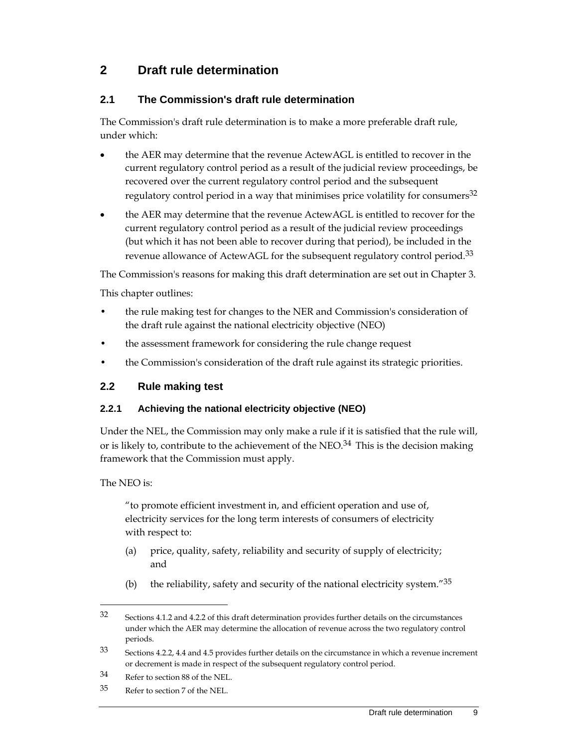# 2 Draft rule determination

## 2.1 The Commission's draft rule determination

The Commission's draft rule determination is to make a more preferable draft rule, under which:

- the AER may determine that the revenue ActewAGL is entitled to recover in the current regulatory control period as a result of the judicial review proceedings, be recovered over the current regulatory control period and the subsequent regulatory control period in a way that minimises price volatility for consumers[32]
- the AER may determine that the revenue ActewAGL is entitled to recover for the current regulatory control period as a result of the judicial review proceedings (but which it has not been able to recover during that period), be included in the revenue allowance of ActewAGL for the subsequent regulatory control period.[33]

The Commission's reasons for making this draft determination are set out in Chapter 3.

This chapter outlines:

- the rule making test for changes to the NER and Commission's consideration of the draft rule against the national electricity objective (NEO)
- the assessment framework for considering the rule change request
- the Commission's consideration of the draft rule against its strategic priorities.

## 2.2 Rule making test

### 2.2.1 Achieving the national electricity objective (NEO)

Under the NEL, the Commission may only make a rule if it is satisfied that the rule will, or is likely to, contribute to the achievement of the NEO.[34] This is the decision making framework that the Commission must apply.

The NEO is:

> "to promote efficient investment in, and efficient operation and use of, electricity services for the long term interests of consumers of electricity with respect to:
>
> (a) price, quality, safety, reliability and security of supply of electricity; and
>
> (b) the reliability, safety and security of the national electricity system."[35]

---

32 Sections 4.1.2 and 4.2.2 of this draft determination provides further details on the circumstances under which the AER may determine the allocation of revenue across the two regulatory control periods.

33 Sections 4.2.2, 4.4 and 4.5 provides further details on the circumstance in which a revenue increment or decrement is made in respect of the subsequent regulatory control period.

34 Refer to section 88 of the NEL.

35 Refer to section 7 of the NEL.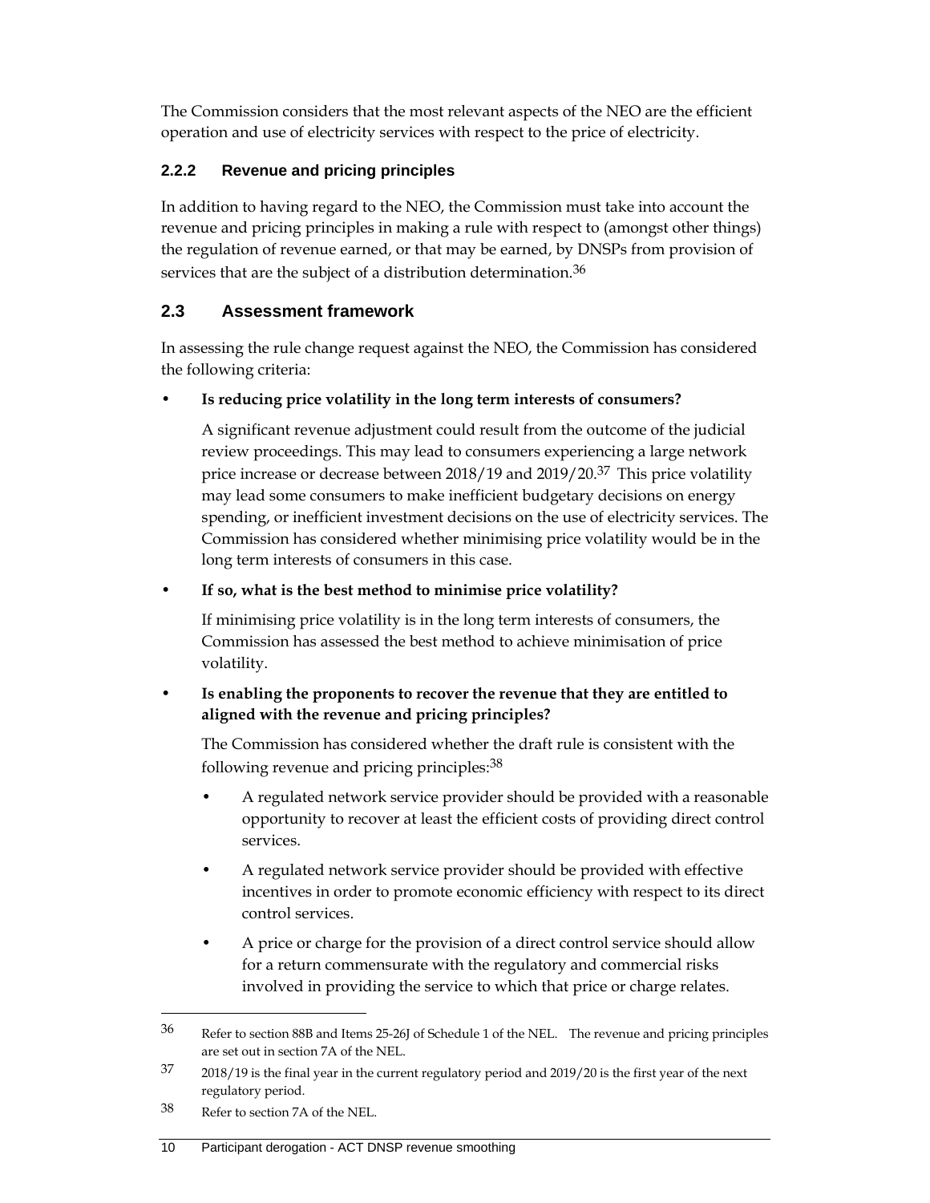The Commission considers that the most relevant aspects of the NEO are the efficient operation and use of electricity services with respect to the price of electricity.

### 2.2.2 Revenue and pricing principles

In addition to having regard to the NEO, the Commission must take into account the revenue and pricing principles in making a rule with respect to (amongst other things) the regulation of revenue earned, or that may be earned, by DNSPs from provision of services that are the subject of a distribution determination.[36]

## 2.3 Assessment framework

In assessing the rule change request against the NEO, the Commission has considered the following criteria:

- **Is reducing price volatility in the long term interests of consumers?**

  A significant revenue adjustment could result from the outcome of the judicial review proceedings. This may lead to consumers experiencing a large network price increase or decrease between 2018/19 and 2019/20.[37] This price volatility may lead some consumers to make inefficient budgetary decisions on energy spending, or inefficient investment decisions on the use of electricity services. The Commission has considered whether minimising price volatility would be in the long term interests of consumers in this case.

- **If so, what is the best method to minimise price volatility?**

  If minimising price volatility is in the long term interests of consumers, the Commission has assessed the best method to achieve minimisation of price volatility.

- **Is enabling the proponents to recover the revenue that they are entitled to aligned with the revenue and pricing principles?**

  The Commission has considered whether the draft rule is consistent with the following revenue and pricing principles:[38]

  - A regulated network service provider should be provided with a reasonable opportunity to recover at least the efficient costs of providing direct control services.
  - A regulated network service provider should be provided with effective incentives in order to promote economic efficiency with respect to its direct control services.
  - A price or charge for the provision of a direct control service should allow for a return commensurate with the regulatory and commercial risks involved in providing the service to which that price or charge relates.

---

36 Refer to section 88B and Items 25-26J of Schedule 1 of the NEL. The revenue and pricing principles are set out in section 7A of the NEL.

37 2018/19 is the final year in the current regulatory period and 2019/20 is the first year of the next regulatory period.

38 Refer to section 7A of the NEL.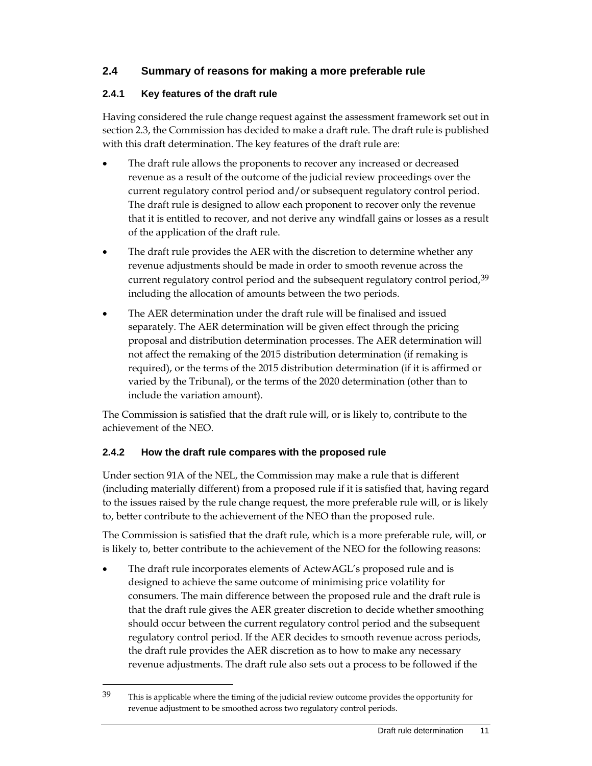## 2.4 Summary of reasons for making a more preferable rule

### 2.4.1 Key features of the draft rule

Having considered the rule change request against the assessment framework set out in section 2.3, the Commission has decided to make a draft rule. The draft rule is published with this draft determination. The key features of the draft rule are:

- The draft rule allows the proponents to recover any increased or decreased revenue as a result of the outcome of the judicial review proceedings over the current regulatory control period and/or subsequent regulatory control period. The draft rule is designed to allow each proponent to recover only the revenue that it is entitled to recover, and not derive any windfall gains or losses as a result of the application of the draft rule.
- The draft rule provides the AER with the discretion to determine whether any revenue adjustments should be made in order to smooth revenue across the current regulatory control period and the subsequent regulatory control period,[39] including the allocation of amounts between the two periods.
- The AER determination under the draft rule will be finalised and issued separately. The AER determination will be given effect through the pricing proposal and distribution determination processes. The AER determination will not affect the remaking of the 2015 distribution determination (if remaking is required), or the terms of the 2015 distribution determination (if it is affirmed or varied by the Tribunal), or the terms of the 2020 determination (other than to include the variation amount).

The Commission is satisfied that the draft rule will, or is likely to, contribute to the achievement of the NEO.

### 2.4.2 How the draft rule compares with the proposed rule

Under section 91A of the NEL, the Commission may make a rule that is different (including materially different) from a proposed rule if it is satisfied that, having regard to the issues raised by the rule change request, the more preferable rule will, or is likely to, better contribute to the achievement of the NEO than the proposed rule.

The Commission is satisfied that the draft rule, which is a more preferable rule, will, or is likely to, better contribute to the achievement of the NEO for the following reasons:

- The draft rule incorporates elements of ActewAGL's proposed rule and is designed to achieve the same outcome of minimising price volatility for consumers. The main difference between the proposed rule and the draft rule is that the draft rule gives the AER greater discretion to decide whether smoothing should occur between the current regulatory control period and the subsequent regulatory control period. If the AER decides to smooth revenue across periods, the draft rule provides the AER discretion as to how to make any necessary revenue adjustments. The draft rule also sets out a process to be followed if the

---

[39] This is applicable where the timing of the judicial review outcome provides the opportunity for revenue adjustment to be smoothed across two regulatory control periods.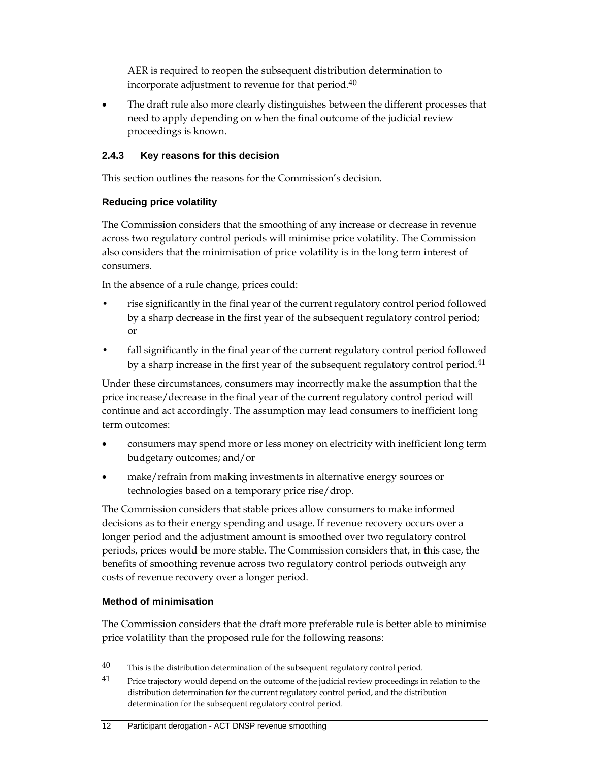AER is required to reopen the subsequent distribution determination to incorporate adjustment to revenue for that period.[40]

- The draft rule also more clearly distinguishes between the different processes that need to apply depending on when the final outcome of the judicial review proceedings is known.

### 2.4.3 Key reasons for this decision

This section outlines the reasons for the Commission's decision.

#### Reducing price volatility

The Commission considers that the smoothing of any increase or decrease in revenue across two regulatory control periods will minimise price volatility. The Commission also considers that the minimisation of price volatility is in the long term interest of consumers.

In the absence of a rule change, prices could:

- rise significantly in the final year of the current regulatory control period followed by a sharp decrease in the first year of the subsequent regulatory control period; or
- fall significantly in the final year of the current regulatory control period followed by a sharp increase in the first year of the subsequent regulatory control period.[41]

Under these circumstances, consumers may incorrectly make the assumption that the price increase/decrease in the final year of the current regulatory control period will continue and act accordingly. The assumption may lead consumers to inefficient long term outcomes:

- consumers may spend more or less money on electricity with inefficient long term budgetary outcomes; and/or
- make/refrain from making investments in alternative energy sources or technologies based on a temporary price rise/drop.

The Commission considers that stable prices allow consumers to make informed decisions as to their energy spending and usage. If revenue recovery occurs over a longer period and the adjustment amount is smoothed over two regulatory control periods, prices would be more stable. The Commission considers that, in this case, the benefits of smoothing revenue across two regulatory control periods outweigh any costs of revenue recovery over a longer period.

#### Method of minimisation

The Commission considers that the draft more preferable rule is better able to minimise price volatility than the proposed rule for the following reasons:

---

40 This is the distribution determination of the subsequent regulatory control period.

41 Price trajectory would depend on the outcome of the judicial review proceedings in relation to the distribution determination for the current regulatory control period, and the distribution determination for the subsequent regulatory control period.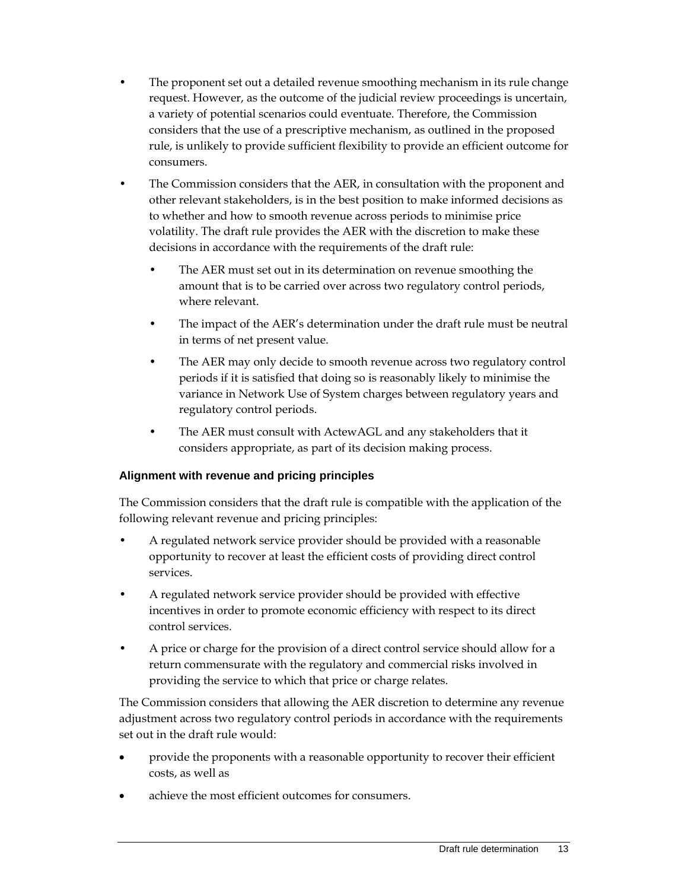- The proponent set out a detailed revenue smoothing mechanism in its rule change request. However, as the outcome of the judicial review proceedings is uncertain, a variety of potential scenarios could eventuate. Therefore, the Commission considers that the use of a prescriptive mechanism, as outlined in the proposed rule, is unlikely to provide sufficient flexibility to provide an efficient outcome for consumers.
- The Commission considers that the AER, in consultation with the proponent and other relevant stakeholders, is in the best position to make informed decisions as to whether and how to smooth revenue across periods to minimise price volatility. The draft rule provides the AER with the discretion to make these decisions in accordance with the requirements of the draft rule:
  - The AER must set out in its determination on revenue smoothing the amount that is to be carried over across two regulatory control periods, where relevant.
  - The impact of the AER's determination under the draft rule must be neutral in terms of net present value.
  - The AER may only decide to smooth revenue across two regulatory control periods if it is satisfied that doing so is reasonably likely to minimise the variance in Network Use of System charges between regulatory years and regulatory control periods.
  - The AER must consult with ActewAGL and any stakeholders that it considers appropriate, as part of its decision making process.

#### Alignment with revenue and pricing principles

The Commission considers that the draft rule is compatible with the application of the following relevant revenue and pricing principles:

- A regulated network service provider should be provided with a reasonable opportunity to recover at least the efficient costs of providing direct control services.
- A regulated network service provider should be provided with effective incentives in order to promote economic efficiency with respect to its direct control services.
- A price or charge for the provision of a direct control service should allow for a return commensurate with the regulatory and commercial risks involved in providing the service to which that price or charge relates.

The Commission considers that allowing the AER discretion to determine any revenue adjustment across two regulatory control periods in accordance with the requirements set out in the draft rule would:

- provide the proponents with a reasonable opportunity to recover their efficient costs, as well as
- achieve the most efficient outcomes for consumers.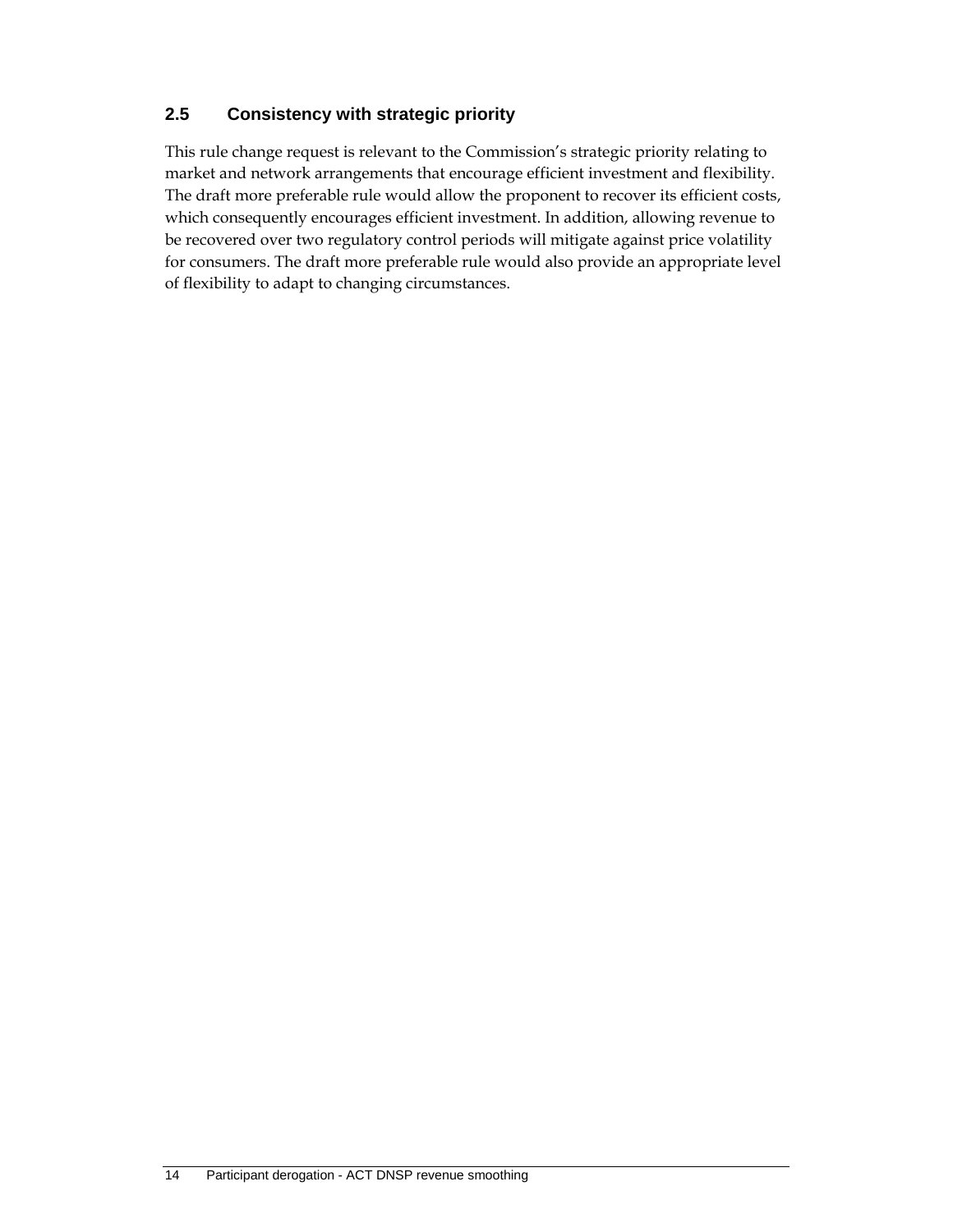## 2.5 Consistency with strategic priority

This rule change request is relevant to the Commission's strategic priority relating to market and network arrangements that encourage efficient investment and flexibility. The draft more preferable rule would allow the proponent to recover its efficient costs, which consequently encourages efficient investment. In addition, allowing revenue to be recovered over two regulatory control periods will mitigate against price volatility for consumers. The draft more preferable rule would also provide an appropriate level of flexibility to adapt to changing circumstances.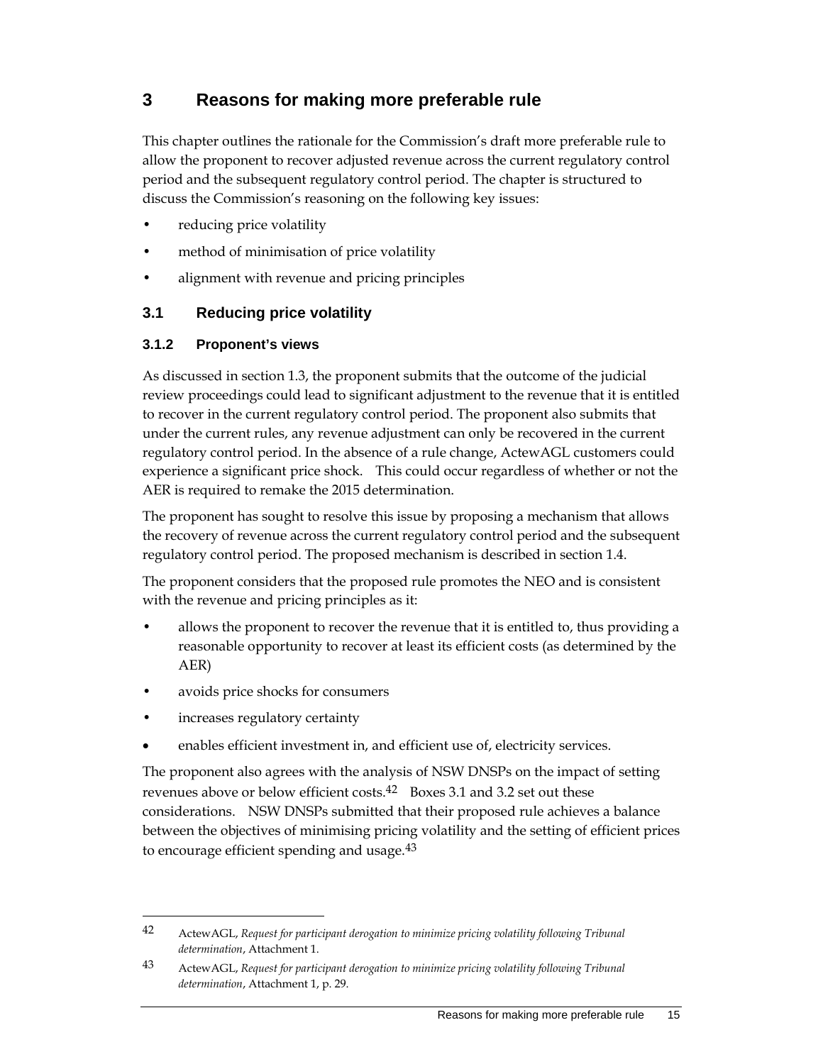# 3 Reasons for making more preferable rule

This chapter outlines the rationale for the Commission's draft more preferable rule to allow the proponent to recover adjusted revenue across the current regulatory control period and the subsequent regulatory control period. The chapter is structured to discuss the Commission's reasoning on the following key issues:

- reducing price volatility
- method of minimisation of price volatility
- alignment with revenue and pricing principles

## 3.1 Reducing price volatility

### 3.1.2 Proponent's views

As discussed in section 1.3, the proponent submits that the outcome of the judicial review proceedings could lead to significant adjustment to the revenue that it is entitled to recover in the current regulatory control period. The proponent also submits that under the current rules, any revenue adjustment can only be recovered in the current regulatory control period. In the absence of a rule change, ActewAGL customers could experience a significant price shock. This could occur regardless of whether or not the AER is required to remake the 2015 determination.

The proponent has sought to resolve this issue by proposing a mechanism that allows the recovery of revenue across the current regulatory control period and the subsequent regulatory control period. The proposed mechanism is described in section 1.4.

The proponent considers that the proposed rule promotes the NEO and is consistent with the revenue and pricing principles as it:

- allows the proponent to recover the revenue that it is entitled to, thus providing a reasonable opportunity to recover at least its efficient costs (as determined by the AER)
- avoids price shocks for consumers
- increases regulatory certainty
- enables efficient investment in, and efficient use of, electricity services.

The proponent also agrees with the analysis of NSW DNSPs on the impact of setting revenues above or below efficient costs.[42] Boxes 3.1 and 3.2 set out these considerations. NSW DNSPs submitted that their proposed rule achieves a balance between the objectives of minimising pricing volatility and the setting of efficient prices to encourage efficient spending and usage.[43]

---

42 ActewAGL, *Request for participant derogation to minimize pricing volatility following Tribunal determination*, Attachment 1.

43 ActewAGL, *Request for participant derogation to minimize pricing volatility following Tribunal determination*, Attachment 1, p. 29.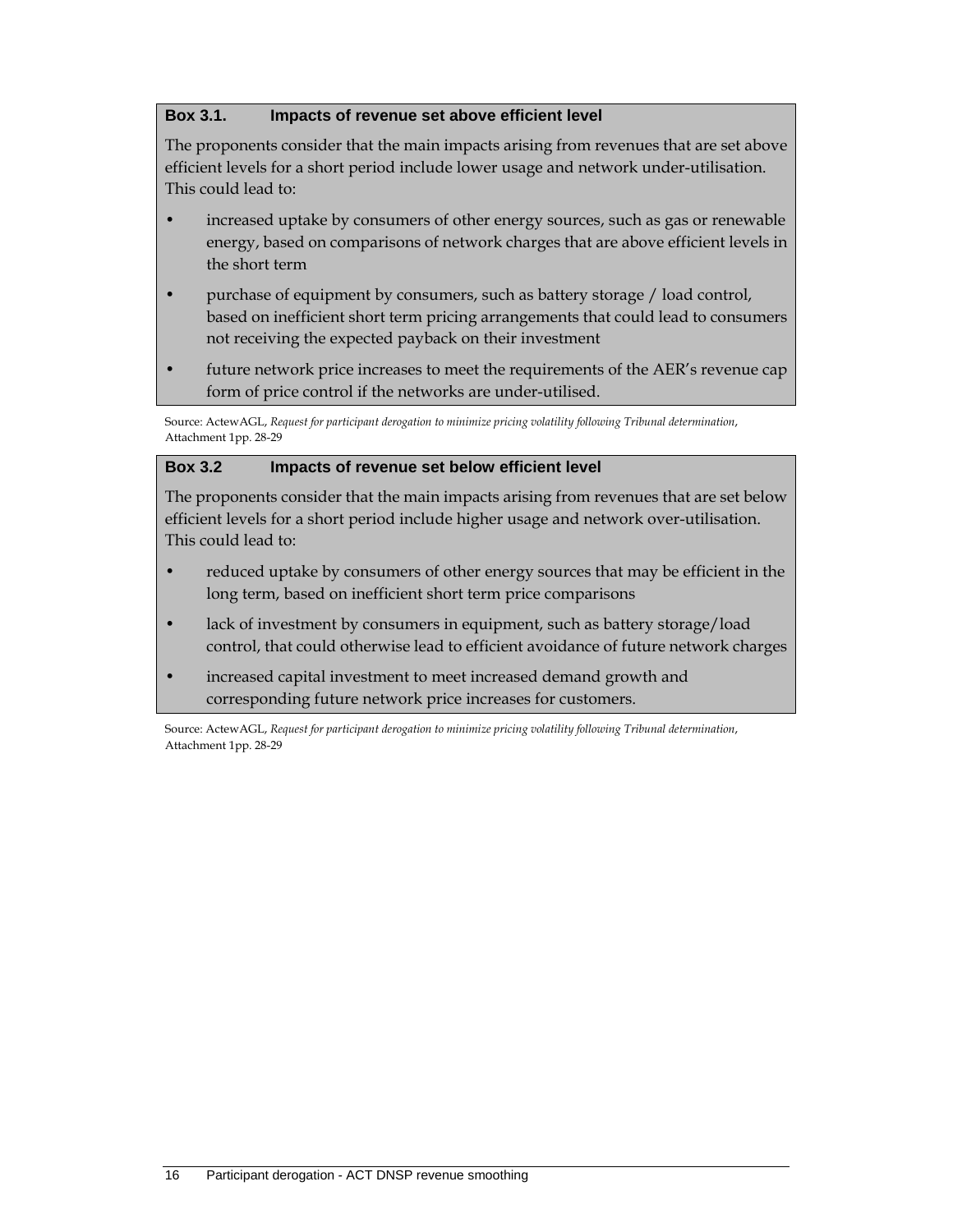**Box 3.1. Impacts of revenue set above efficient level**

The proponents consider that the main impacts arising from revenues that are set above efficient levels for a short period include lower usage and network under-utilisation. This could lead to:

- increased uptake by consumers of other energy sources, such as gas or renewable energy, based on comparisons of network charges that are above efficient levels in the short term
- purchase of equipment by consumers, such as battery storage / load control, based on inefficient short term pricing arrangements that could lead to consumers not receiving the expected payback on their investment
- future network price increases to meet the requirements of the AER's revenue cap form of price control if the networks are under-utilised.

Source: ActewAGL, *Request for participant derogation to minimize pricing volatility following Tribunal determination*, Attachment 1pp. 28-29

**Box 3.2 Impacts of revenue set below efficient level**

The proponents consider that the main impacts arising from revenues that are set below efficient levels for a short period include higher usage and network over-utilisation. This could lead to:

- reduced uptake by consumers of other energy sources that may be efficient in the long term, based on inefficient short term price comparisons
- lack of investment by consumers in equipment, such as battery storage/load control, that could otherwise lead to efficient avoidance of future network charges
- increased capital investment to meet increased demand growth and corresponding future network price increases for customers.

Source: ActewAGL, *Request for participant derogation to minimize pricing volatility following Tribunal determination*, Attachment 1pp. 28-29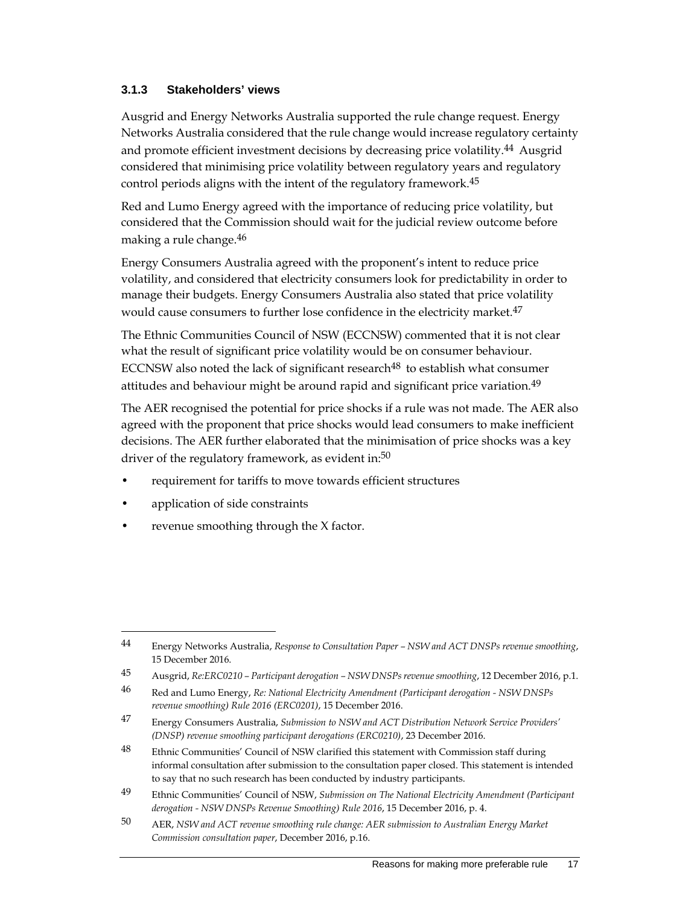### 3.1.3 Stakeholders' views

Ausgrid and Energy Networks Australia supported the rule change request. Energy Networks Australia considered that the rule change would increase regulatory certainty and promote efficient investment decisions by decreasing price volatility.[44] Ausgrid considered that minimising price volatility between regulatory years and regulatory control periods aligns with the intent of the regulatory framework.[45]

Red and Lumo Energy agreed with the importance of reducing price volatility, but considered that the Commission should wait for the judicial review outcome before making a rule change.[46]

Energy Consumers Australia agreed with the proponent's intent to reduce price volatility, and considered that electricity consumers look for predictability in order to manage their budgets. Energy Consumers Australia also stated that price volatility would cause consumers to further lose confidence in the electricity market.[47]

The Ethnic Communities Council of NSW (ECCNSW) commented that it is not clear what the result of significant price volatility would be on consumer behaviour. ECCNSW also noted the lack of significant research[48] to establish what consumer attitudes and behaviour might be around rapid and significant price variation.[49]

The AER recognised the potential for price shocks if a rule was not made. The AER also agreed with the proponent that price shocks would lead consumers to make inefficient decisions. The AER further elaborated that the minimisation of price shocks was a key driver of the regulatory framework, as evident in:[50]

- requirement for tariffs to move towards efficient structures
- application of side constraints
- revenue smoothing through the X factor.

---

44 Energy Networks Australia, *Response to Consultation Paper – NSW and ACT DNSPs revenue smoothing*, 15 December 2016.

45 Ausgrid, *Re:ERC0210 – Participant derogation – NSW DNSPs revenue smoothing*, 12 December 2016, p.1.

46 Red and Lumo Energy, *Re: National Electricity Amendment (Participant derogation - NSW DNSPs revenue smoothing) Rule 2016 (ERC0201)*, 15 December 2016.

47 Energy Consumers Australia, *Submission to NSW and ACT Distribution Network Service Providers' (DNSP) revenue smoothing participant derogations (ERC0210)*, 23 December 2016.

48 Ethnic Communities' Council of NSW clarified this statement with Commission staff during informal consultation after submission to the consultation paper closed. This statement is intended to say that no such research has been conducted by industry participants.

49 Ethnic Communities' Council of NSW, *Submission on The National Electricity Amendment (Participant derogation - NSW DNSPs Revenue Smoothing) Rule 2016*, 15 December 2016, p. 4.

50 AER, *NSW and ACT revenue smoothing rule change: AER submission to Australian Energy Market Commission consultation paper*, December 2016, p.16.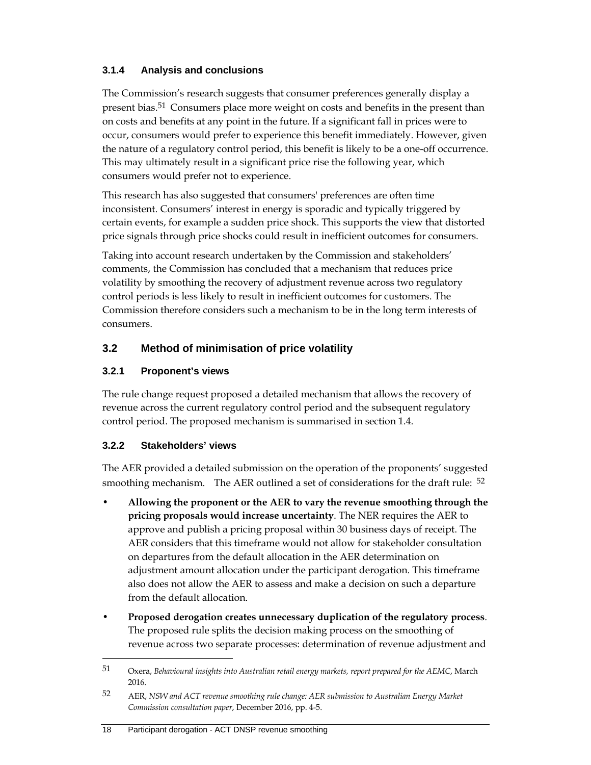### 3.1.4 Analysis and conclusions

The Commission's research suggests that consumer preferences generally display a present bias.[51] Consumers place more weight on costs and benefits in the present than on costs and benefits at any point in the future. If a significant fall in prices were to occur, consumers would prefer to experience this benefit immediately. However, given the nature of a regulatory control period, this benefit is likely to be a one-off occurrence. This may ultimately result in a significant price rise the following year, which consumers would prefer not to experience.

This research has also suggested that consumers' preferences are often time inconsistent. Consumers' interest in energy is sporadic and typically triggered by certain events, for example a sudden price shock. This supports the view that distorted price signals through price shocks could result in inefficient outcomes for consumers.

Taking into account research undertaken by the Commission and stakeholders' comments, the Commission has concluded that a mechanism that reduces price volatility by smoothing the recovery of adjustment revenue across two regulatory control periods is less likely to result in inefficient outcomes for customers. The Commission therefore considers such a mechanism to be in the long term interests of consumers.

## 3.2 Method of minimisation of price volatility

### 3.2.1 Proponent's views

The rule change request proposed a detailed mechanism that allows the recovery of revenue across the current regulatory control period and the subsequent regulatory control period. The proposed mechanism is summarised in section 1.4.

### 3.2.2 Stakeholders' views

The AER provided a detailed submission on the operation of the proponents' suggested smoothing mechanism. The AER outlined a set of considerations for the draft rule: [52]

- **Allowing the proponent or the AER to vary the revenue smoothing through the pricing proposals would increase uncertainty**. The NER requires the AER to approve and publish a pricing proposal within 30 business days of receipt. The AER considers that this timeframe would not allow for stakeholder consultation on departures from the default allocation in the AER determination on adjustment amount allocation under the participant derogation. This timeframe also does not allow the AER to assess and make a decision on such a departure from the default allocation.
- **Proposed derogation creates unnecessary duplication of the regulatory process**. The proposed rule splits the decision making process on the smoothing of revenue across two separate processes: determination of revenue adjustment and

---

51 Oxera, *Behavioural insights into Australian retail energy markets, report prepared for the AEMC*, March 2016.

52 AER, *NSW and ACT revenue smoothing rule change: AER submission to Australian Energy Market Commission consultation paper*, December 2016, pp. 4-5.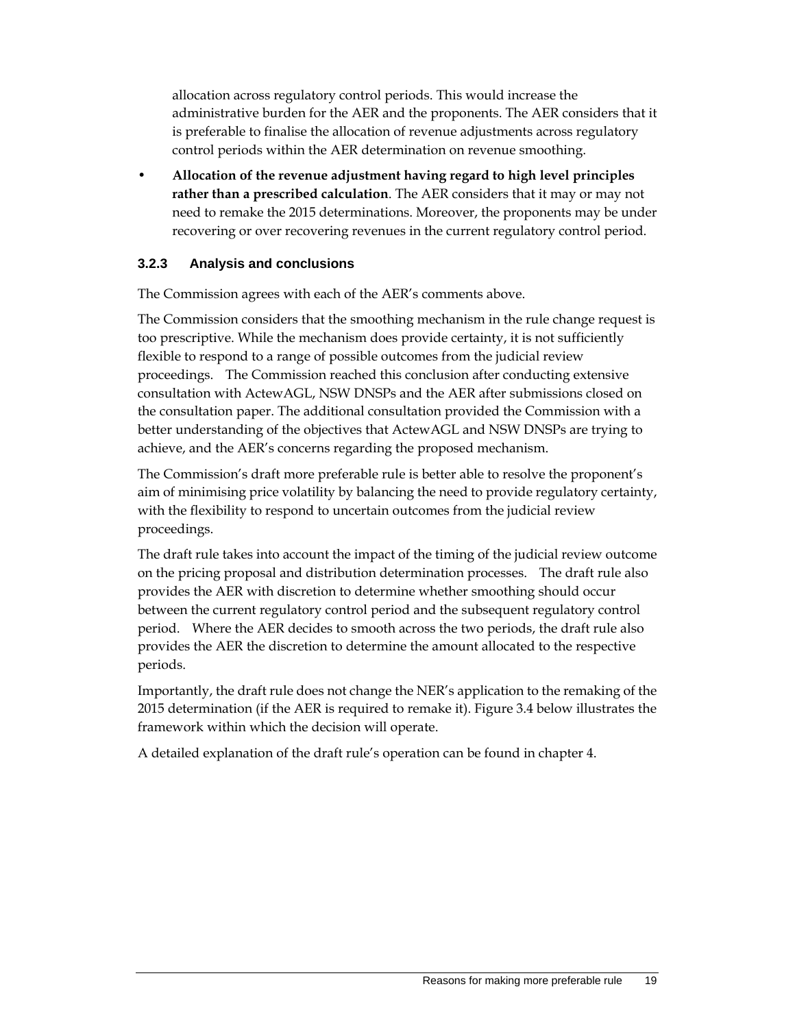allocation across regulatory control periods. This would increase the administrative burden for the AER and the proponents. The AER considers that it is preferable to finalise the allocation of revenue adjustments across regulatory control periods within the AER determination on revenue smoothing.

- **Allocation of the revenue adjustment having regard to high level principles rather than a prescribed calculation**. The AER considers that it may or may not need to remake the 2015 determinations. Moreover, the proponents may be under recovering or over recovering revenues in the current regulatory control period.

### 3.2.3 Analysis and conclusions

The Commission agrees with each of the AER's comments above.

The Commission considers that the smoothing mechanism in the rule change request is too prescriptive. While the mechanism does provide certainty, it is not sufficiently flexible to respond to a range of possible outcomes from the judicial review proceedings. The Commission reached this conclusion after conducting extensive consultation with ActewAGL, NSW DNSPs and the AER after submissions closed on the consultation paper. The additional consultation provided the Commission with a better understanding of the objectives that ActewAGL and NSW DNSPs are trying to achieve, and the AER's concerns regarding the proposed mechanism.

The Commission's draft more preferable rule is better able to resolve the proponent's aim of minimising price volatility by balancing the need to provide regulatory certainty, with the flexibility to respond to uncertain outcomes from the judicial review proceedings.

The draft rule takes into account the impact of the timing of the judicial review outcome on the pricing proposal and distribution determination processes. The draft rule also provides the AER with discretion to determine whether smoothing should occur between the current regulatory control period and the subsequent regulatory control period. Where the AER decides to smooth across the two periods, the draft rule also provides the AER the discretion to determine the amount allocated to the respective periods.

Importantly, the draft rule does not change the NER's application to the remaking of the 2015 determination (if the AER is required to remake it). Figure 3.4 below illustrates the framework within which the decision will operate.

A detailed explanation of the draft rule's operation can be found in chapter 4.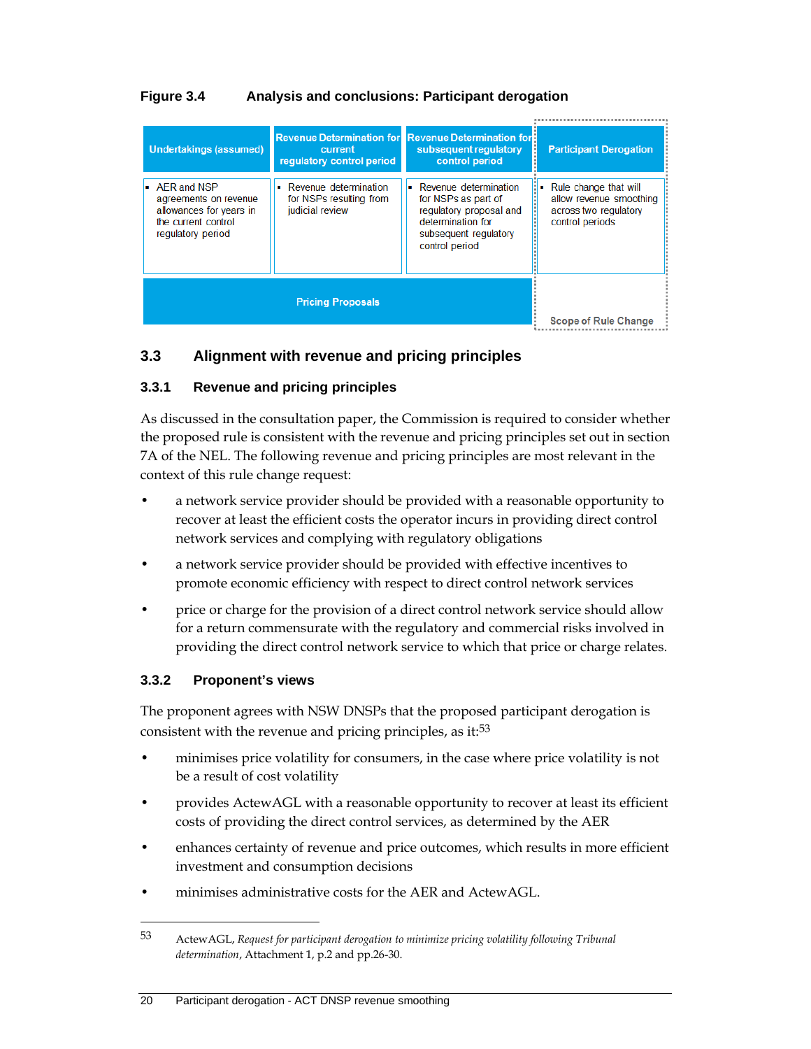**Figure 3.4 Analysis and conclusions: Participant derogation**

| Undertakings (assumed) | Revenue Determination for current regulatory control period | Revenue Determination for subsequent regulatory control period | Participant Derogation |
|---|---|---|---|
| AER and NSP agreements on revenue allowances for years in the current control regulatory period | Revenue determination for NSPs resulting from judicial review | Revenue determination for NSPs as part of regulatory proposal and determination for subsequent regulatory control period | Rule change that will allow revenue smoothing across two regulatory control periods |
| Pricing Proposals | | | Scope of Rule Change |

## 3.3 Alignment with revenue and pricing principles

### 3.3.1 Revenue and pricing principles

As discussed in the consultation paper, the Commission is required to consider whether the proposed rule is consistent with the revenue and pricing principles set out in section 7A of the NEL. The following revenue and pricing principles are most relevant in the context of this rule change request:

- a network service provider should be provided with a reasonable opportunity to recover at least the efficient costs the operator incurs in providing direct control network services and complying with regulatory obligations
- a network service provider should be provided with effective incentives to promote economic efficiency with respect to direct control network services
- price or charge for the provision of a direct control network service should allow for a return commensurate with the regulatory and commercial risks involved in providing the direct control network service to which that price or charge relates.

### 3.3.2 Proponent's views

The proponent agrees with NSW DNSPs that the proposed participant derogation is consistent with the revenue and pricing principles, as it:[53]

- minimises price volatility for consumers, in the case where price volatility is not be a result of cost volatility
- provides ActewAGL with a reasonable opportunity to recover at least its efficient costs of providing the direct control services, as determined by the AER
- enhances certainty of revenue and price outcomes, which results in more efficient investment and consumption decisions
- minimises administrative costs for the AER and ActewAGL.

---

53 ActewAGL, *Request for participant derogation to minimize pricing volatility following Tribunal determination*, Attachment 1, p.2 and pp.26-30.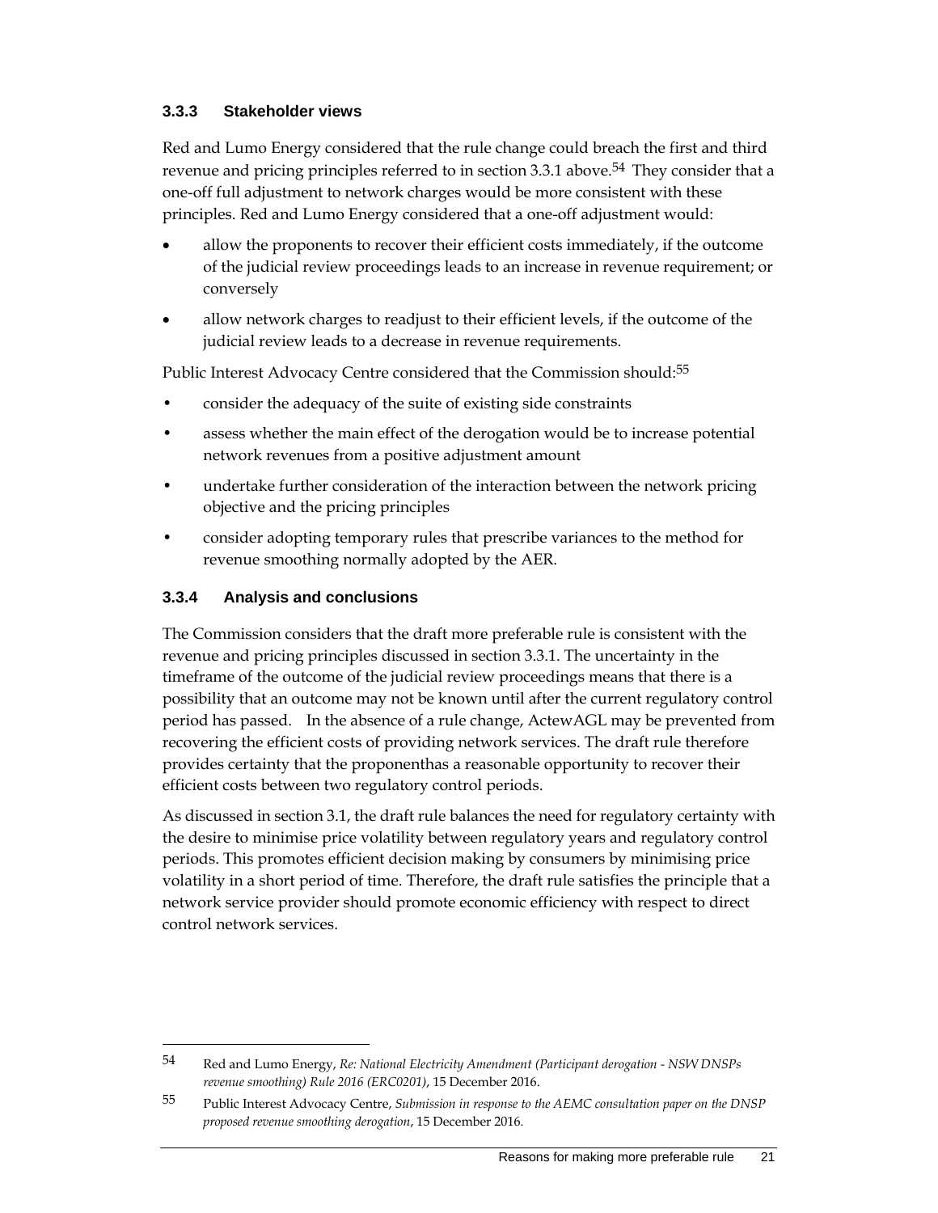### 3.3.3 Stakeholder views

Red and Lumo Energy considered that the rule change could breach the first and third revenue and pricing principles referred to in section 3.3.1 above.[54] They consider that a one-off full adjustment to network charges would be more consistent with these principles. Red and Lumo Energy considered that a one-off adjustment would:

- allow the proponents to recover their efficient costs immediately, if the outcome of the judicial review proceedings leads to an increase in revenue requirement; or conversely
- allow network charges to readjust to their efficient levels, if the outcome of the judicial review leads to a decrease in revenue requirements.

Public Interest Advocacy Centre considered that the Commission should:[55]

- consider the adequacy of the suite of existing side constraints
- assess whether the main effect of the derogation would be to increase potential network revenues from a positive adjustment amount
- undertake further consideration of the interaction between the network pricing objective and the pricing principles
- consider adopting temporary rules that prescribe variances to the method for revenue smoothing normally adopted by the AER.

### 3.3.4 Analysis and conclusions

The Commission considers that the draft more preferable rule is consistent with the revenue and pricing principles discussed in section 3.3.1. The uncertainty in the timeframe of the outcome of the judicial review proceedings means that there is a possibility that an outcome may not be known until after the current regulatory control period has passed. In the absence of a rule change, ActewAGL may be prevented from recovering the efficient costs of providing network services. The draft rule therefore provides certainty that the proponenthas a reasonable opportunity to recover their efficient costs between two regulatory control periods.

As discussed in section 3.1, the draft rule balances the need for regulatory certainty with the desire to minimise price volatility between regulatory years and regulatory control periods. This promotes efficient decision making by consumers by minimising price volatility in a short period of time. Therefore, the draft rule satisfies the principle that a network service provider should promote economic efficiency with respect to direct control network services.

---

54 Red and Lumo Energy, *Re: National Electricity Amendment (Participant derogation - NSW DNSPs revenue smoothing) Rule 2016 (ERC0201)*, 15 December 2016.

55 Public Interest Advocacy Centre, *Submission in response to the AEMC consultation paper on the DNSP proposed revenue smoothing derogation*, 15 December 2016.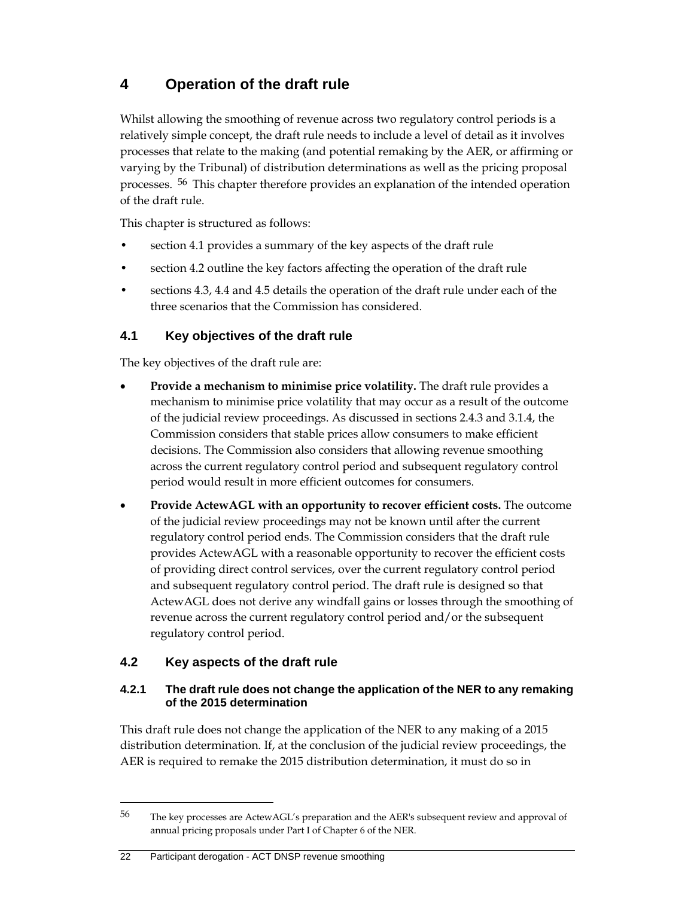# 4 Operation of the draft rule

Whilst allowing the smoothing of revenue across two regulatory control periods is a relatively simple concept, the draft rule needs to include a level of detail as it involves processes that relate to the making (and potential remaking by the AER, or affirming or varying by the Tribunal) of distribution determinations as well as the pricing proposal processes. [56] This chapter therefore provides an explanation of the intended operation of the draft rule.

This chapter is structured as follows:

- section 4.1 provides a summary of the key aspects of the draft rule
- section 4.2 outline the key factors affecting the operation of the draft rule
- sections 4.3, 4.4 and 4.5 details the operation of the draft rule under each of the three scenarios that the Commission has considered.

## 4.1 Key objectives of the draft rule

The key objectives of the draft rule are:

- **Provide a mechanism to minimise price volatility.** The draft rule provides a mechanism to minimise price volatility that may occur as a result of the outcome of the judicial review proceedings. As discussed in sections 2.4.3 and 3.1.4, the Commission considers that stable prices allow consumers to make efficient decisions. The Commission also considers that allowing revenue smoothing across the current regulatory control period and subsequent regulatory control period would result in more efficient outcomes for consumers.
- **Provide ActewAGL with an opportunity to recover efficient costs.** The outcome of the judicial review proceedings may not be known until after the current regulatory control period ends. The Commission considers that the draft rule provides ActewAGL with a reasonable opportunity to recover the efficient costs of providing direct control services, over the current regulatory control period and subsequent regulatory control period. The draft rule is designed so that ActewAGL does not derive any windfall gains or losses through the smoothing of revenue across the current regulatory control period and/or the subsequent regulatory control period.

## 4.2 Key aspects of the draft rule

### 4.2.1 The draft rule does not change the application of the NER to any remaking of the 2015 determination

This draft rule does not change the application of the NER to any making of a 2015 distribution determination. If, at the conclusion of the judicial review proceedings, the AER is required to remake the 2015 distribution determination, it must do so in

---

[56] The key processes are ActewAGL's preparation and the AER's subsequent review and approval of annual pricing proposals under Part I of Chapter 6 of the NER.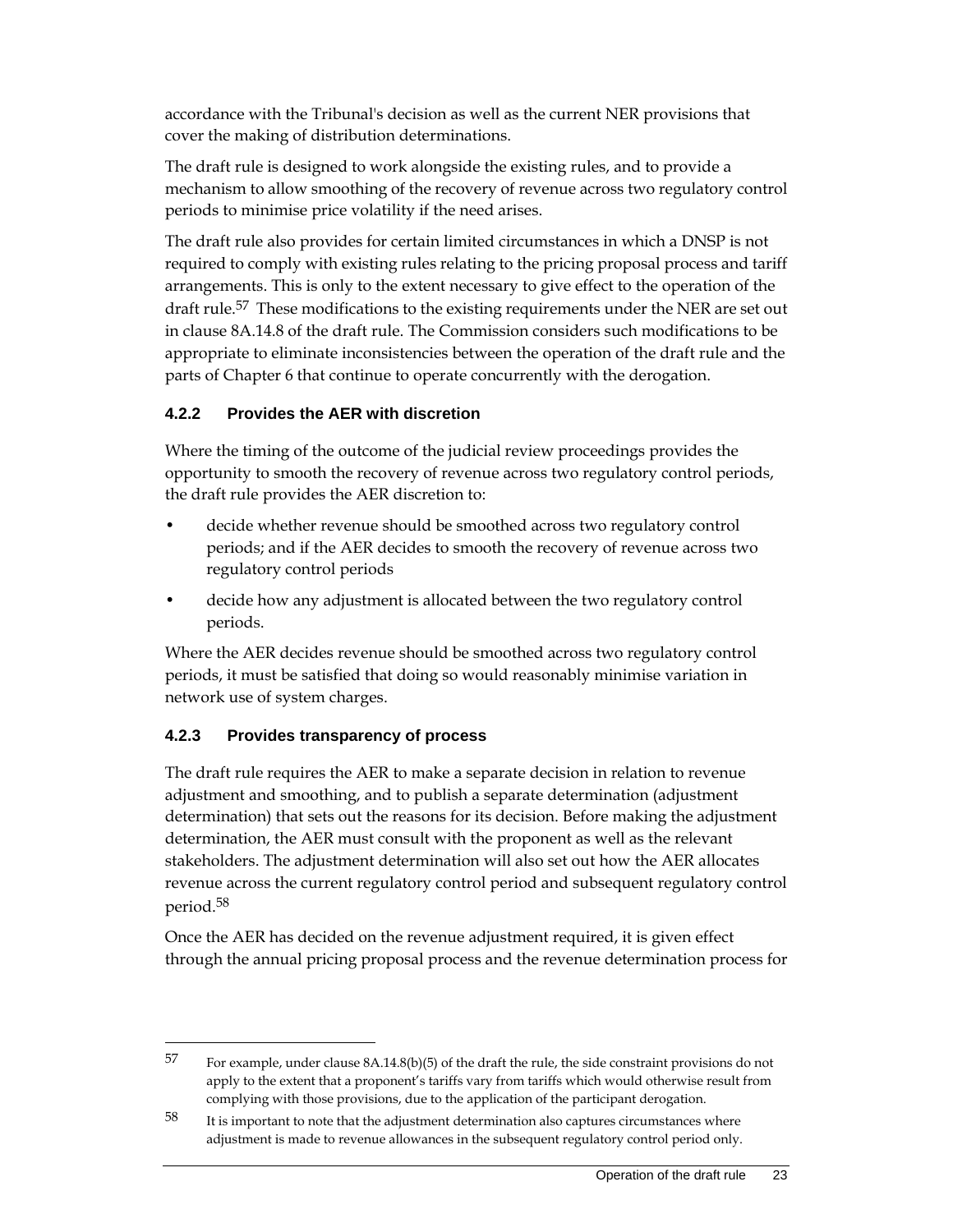accordance with the Tribunal's decision as well as the current NER provisions that cover the making of distribution determinations.

The draft rule is designed to work alongside the existing rules, and to provide a mechanism to allow smoothing of the recovery of revenue across two regulatory control periods to minimise price volatility if the need arises.

The draft rule also provides for certain limited circumstances in which a DNSP is not required to comply with existing rules relating to the pricing proposal process and tariff arrangements. This is only to the extent necessary to give effect to the operation of the draft rule.[57] These modifications to the existing requirements under the NER are set out in clause 8A.14.8 of the draft rule. The Commission considers such modifications to be appropriate to eliminate inconsistencies between the operation of the draft rule and the parts of Chapter 6 that continue to operate concurrently with the derogation.

### 4.2.2 Provides the AER with discretion

Where the timing of the outcome of the judicial review proceedings provides the opportunity to smooth the recovery of revenue across two regulatory control periods, the draft rule provides the AER discretion to:

- decide whether revenue should be smoothed across two regulatory control periods; and if the AER decides to smooth the recovery of revenue across two regulatory control periods
- decide how any adjustment is allocated between the two regulatory control periods.

Where the AER decides revenue should be smoothed across two regulatory control periods, it must be satisfied that doing so would reasonably minimise variation in network use of system charges.

### 4.2.3 Provides transparency of process

The draft rule requires the AER to make a separate decision in relation to revenue adjustment and smoothing, and to publish a separate determination (adjustment determination) that sets out the reasons for its decision. Before making the adjustment determination, the AER must consult with the proponent as well as the relevant stakeholders. The adjustment determination will also set out how the AER allocates revenue across the current regulatory control period and subsequent regulatory control period.[58]

Once the AER has decided on the revenue adjustment required, it is given effect through the annual pricing proposal process and the revenue determination process for

---

[57] For example, under clause 8A.14.8(b)(5) of the draft the rule, the side constraint provisions do not apply to the extent that a proponent's tariffs vary from tariffs which would otherwise result from complying with those provisions, due to the application of the participant derogation.

[58] It is important to note that the adjustment determination also captures circumstances where adjustment is made to revenue allowances in the subsequent regulatory control period only.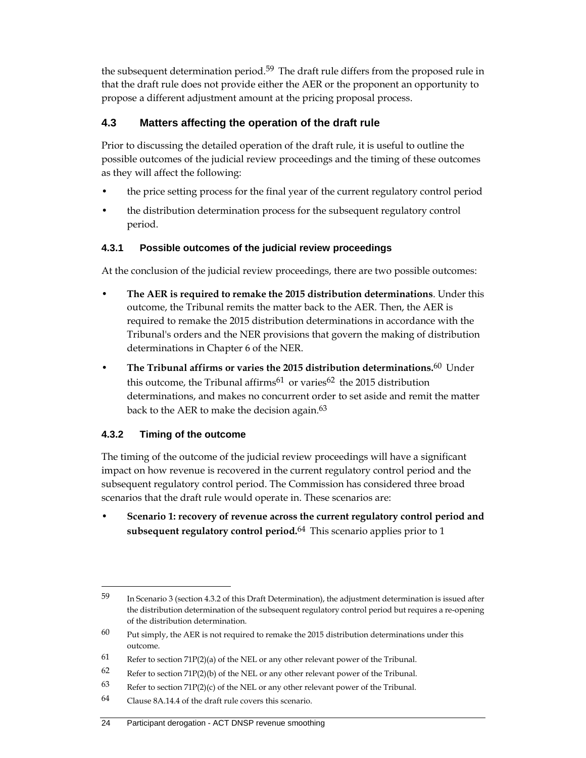the subsequent determination period.[59] The draft rule differs from the proposed rule in that the draft rule does not provide either the AER or the proponent an opportunity to propose a different adjustment amount at the pricing proposal process.

## 4.3 Matters affecting the operation of the draft rule

Prior to discussing the detailed operation of the draft rule, it is useful to outline the possible outcomes of the judicial review proceedings and the timing of these outcomes as they will affect the following:

- the price setting process for the final year of the current regulatory control period
- the distribution determination process for the subsequent regulatory control period.

### 4.3.1 Possible outcomes of the judicial review proceedings

At the conclusion of the judicial review proceedings, there are two possible outcomes:

- **The AER is required to remake the 2015 distribution determinations**. Under this outcome, the Tribunal remits the matter back to the AER. Then, the AER is required to remake the 2015 distribution determinations in accordance with the Tribunal's orders and the NER provisions that govern the making of distribution determinations in Chapter 6 of the NER.
- **The Tribunal affirms or varies the 2015 distribution determinations.**[60] Under this outcome, the Tribunal affirms[61] or varies[62] the 2015 distribution determinations, and makes no concurrent order to set aside and remit the matter back to the AER to make the decision again.[63]

### 4.3.2 Timing of the outcome

The timing of the outcome of the judicial review proceedings will have a significant impact on how revenue is recovered in the current regulatory control period and the subsequent regulatory control period. The Commission has considered three broad scenarios that the draft rule would operate in. These scenarios are:

- **Scenario 1: recovery of revenue across the current regulatory control period and subsequent regulatory control period.**[64] This scenario applies prior to 1

---

59 In Scenario 3 (section 4.3.2 of this Draft Determination), the adjustment determination is issued after the distribution determination of the subsequent regulatory control period but requires a re-opening of the distribution determination.

60 Put simply, the AER is not required to remake the 2015 distribution determinations under this outcome.

61 Refer to section 71P(2)(a) of the NEL or any other relevant power of the Tribunal.

62 Refer to section 71P(2)(b) of the NEL or any other relevant power of the Tribunal.

63 Refer to section 71P(2)(c) of the NEL or any other relevant power of the Tribunal.

64 Clause 8A.14.4 of the draft rule covers this scenario.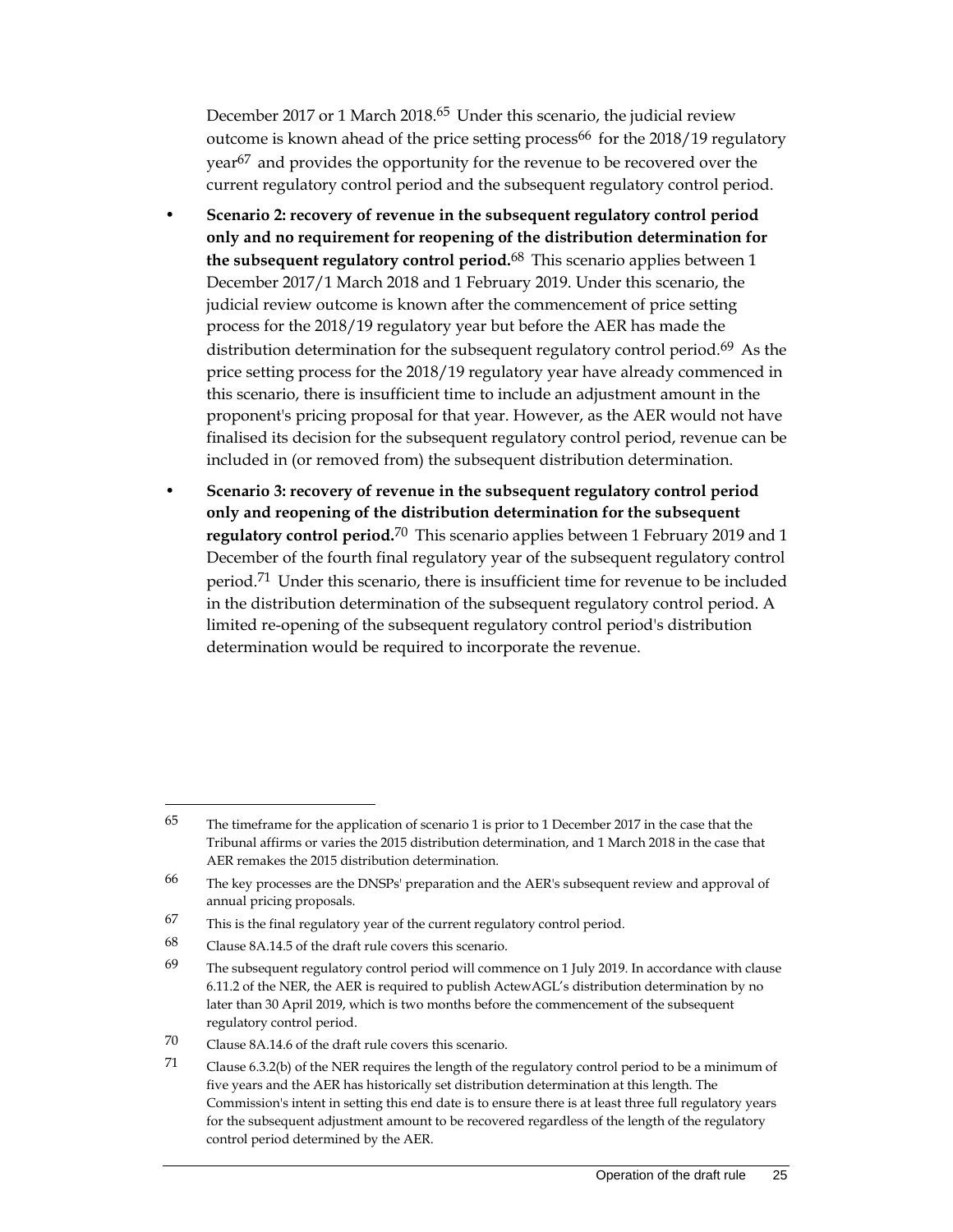December 2017 or 1 March 2018.[65] Under this scenario, the judicial review outcome is known ahead of the price setting process[66] for the 2018/19 regulatory year[67] and provides the opportunity for the revenue to be recovered over the current regulatory control period and the subsequent regulatory control period.

- **Scenario 2: recovery of revenue in the subsequent regulatory control period only and no requirement for reopening of the distribution determination for the subsequent regulatory control period.**[68] This scenario applies between 1 December 2017/1 March 2018 and 1 February 2019. Under this scenario, the judicial review outcome is known after the commencement of price setting process for the 2018/19 regulatory year but before the AER has made the distribution determination for the subsequent regulatory control period.[69] As the price setting process for the 2018/19 regulatory year have already commenced in this scenario, there is insufficient time to include an adjustment amount in the proponent's pricing proposal for that year. However, as the AER would not have finalised its decision for the subsequent regulatory control period, revenue can be included in (or removed from) the subsequent distribution determination.
- **Scenario 3: recovery of revenue in the subsequent regulatory control period only and reopening of the distribution determination for the subsequent regulatory control period.**[70] This scenario applies between 1 February 2019 and 1 December of the fourth final regulatory year of the subsequent regulatory control period.[71] Under this scenario, there is insufficient time for revenue to be included in the distribution determination of the subsequent regulatory control period. A limited re-opening of the subsequent regulatory control period's distribution determination would be required to incorporate the revenue.

---

65 The timeframe for the application of scenario 1 is prior to 1 December 2017 in the case that the Tribunal affirms or varies the 2015 distribution determination, and 1 March 2018 in the case that AER remakes the 2015 distribution determination.

66 The key processes are the DNSPs' preparation and the AER's subsequent review and approval of annual pricing proposals.

67 This is the final regulatory year of the current regulatory control period.

68 Clause 8A.14.5 of the draft rule covers this scenario.

69 The subsequent regulatory control period will commence on 1 July 2019. In accordance with clause 6.11.2 of the NER, the AER is required to publish ActewAGL's distribution determination by no later than 30 April 2019, which is two months before the commencement of the subsequent regulatory control period.

70 Clause 8A.14.6 of the draft rule covers this scenario.

71 Clause 6.3.2(b) of the NER requires the length of the regulatory control period to be a minimum of five years and the AER has historically set distribution determination at this length. The Commission's intent in setting this end date is to ensure there is at least three full regulatory years for the subsequent adjustment amount to be recovered regardless of the length of the regulatory control period determined by the AER.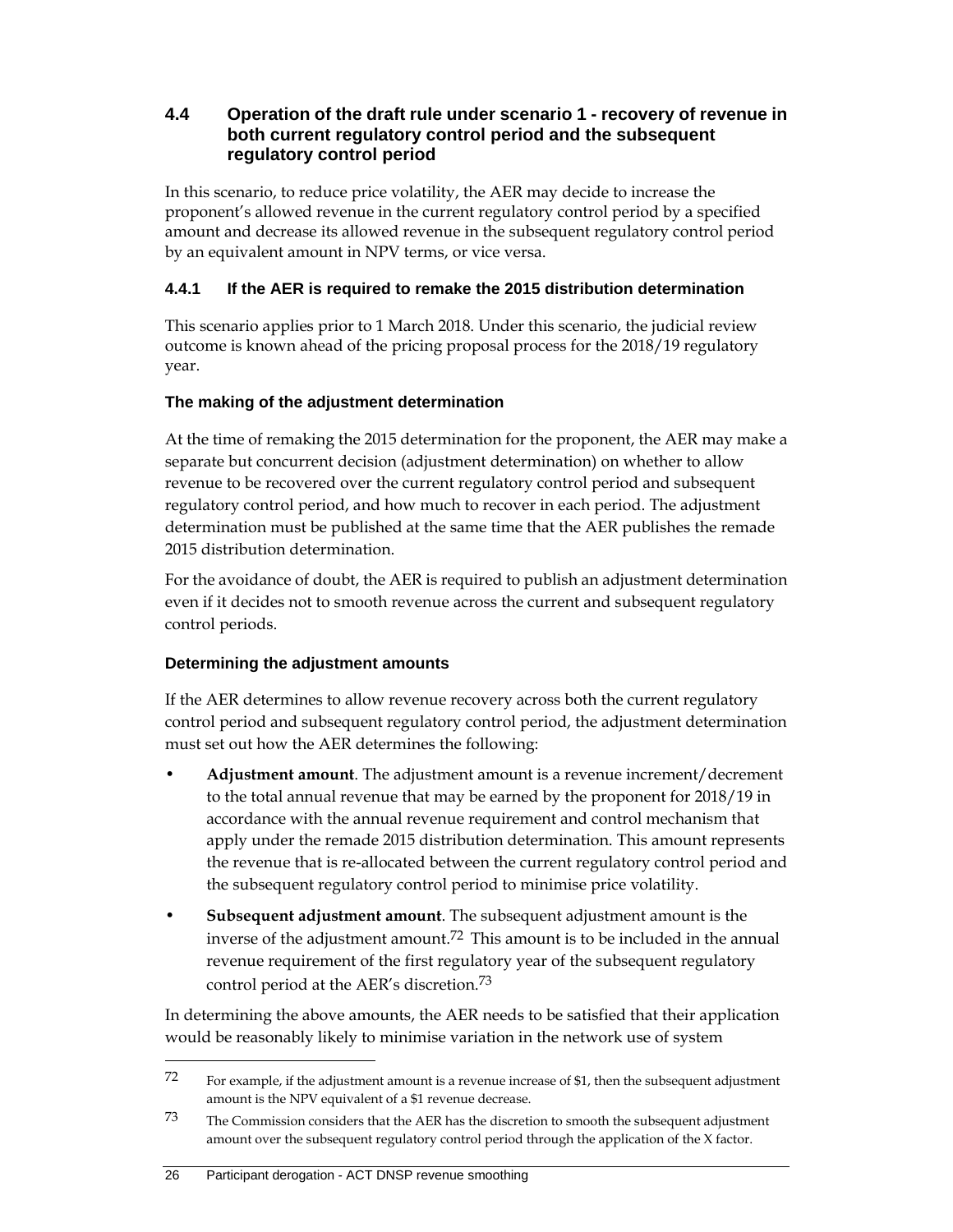## 4.4 Operation of the draft rule under scenario 1 - recovery of revenue in both current regulatory control period and the subsequent regulatory control period

In this scenario, to reduce price volatility, the AER may decide to increase the proponent's allowed revenue in the current regulatory control period by a specified amount and decrease its allowed revenue in the subsequent regulatory control period by an equivalent amount in NPV terms, or vice versa.

### 4.4.1 If the AER is required to remake the 2015 distribution determination

This scenario applies prior to 1 March 2018. Under this scenario, the judicial review outcome is known ahead of the pricing proposal process for the 2018/19 regulatory year.

#### The making of the adjustment determination

At the time of remaking the 2015 determination for the proponent, the AER may make a separate but concurrent decision (adjustment determination) on whether to allow revenue to be recovered over the current regulatory control period and subsequent regulatory control period, and how much to recover in each period. The adjustment determination must be published at the same time that the AER publishes the remade 2015 distribution determination.

For the avoidance of doubt, the AER is required to publish an adjustment determination even if it decides not to smooth revenue across the current and subsequent regulatory control periods.

#### Determining the adjustment amounts

If the AER determines to allow revenue recovery across both the current regulatory control period and subsequent regulatory control period, the adjustment determination must set out how the AER determines the following:

- **Adjustment amount**. The adjustment amount is a revenue increment/decrement to the total annual revenue that may be earned by the proponent for 2018/19 in accordance with the annual revenue requirement and control mechanism that apply under the remade 2015 distribution determination. This amount represents the revenue that is re-allocated between the current regulatory control period and the subsequent regulatory control period to minimise price volatility.
- **Subsequent adjustment amount**. The subsequent adjustment amount is the inverse of the adjustment amount.[72] This amount is to be included in the annual revenue requirement of the first regulatory year of the subsequent regulatory control period at the AER's discretion.[73]

In determining the above amounts, the AER needs to be satisfied that their application would be reasonably likely to minimise variation in the network use of system

---

72 For example, if the adjustment amount is a revenue increase of $1, then the subsequent adjustment amount is the NPV equivalent of a $1 revenue decrease.

73 The Commission considers that the AER has the discretion to smooth the subsequent adjustment amount over the subsequent regulatory control period through the application of the X factor.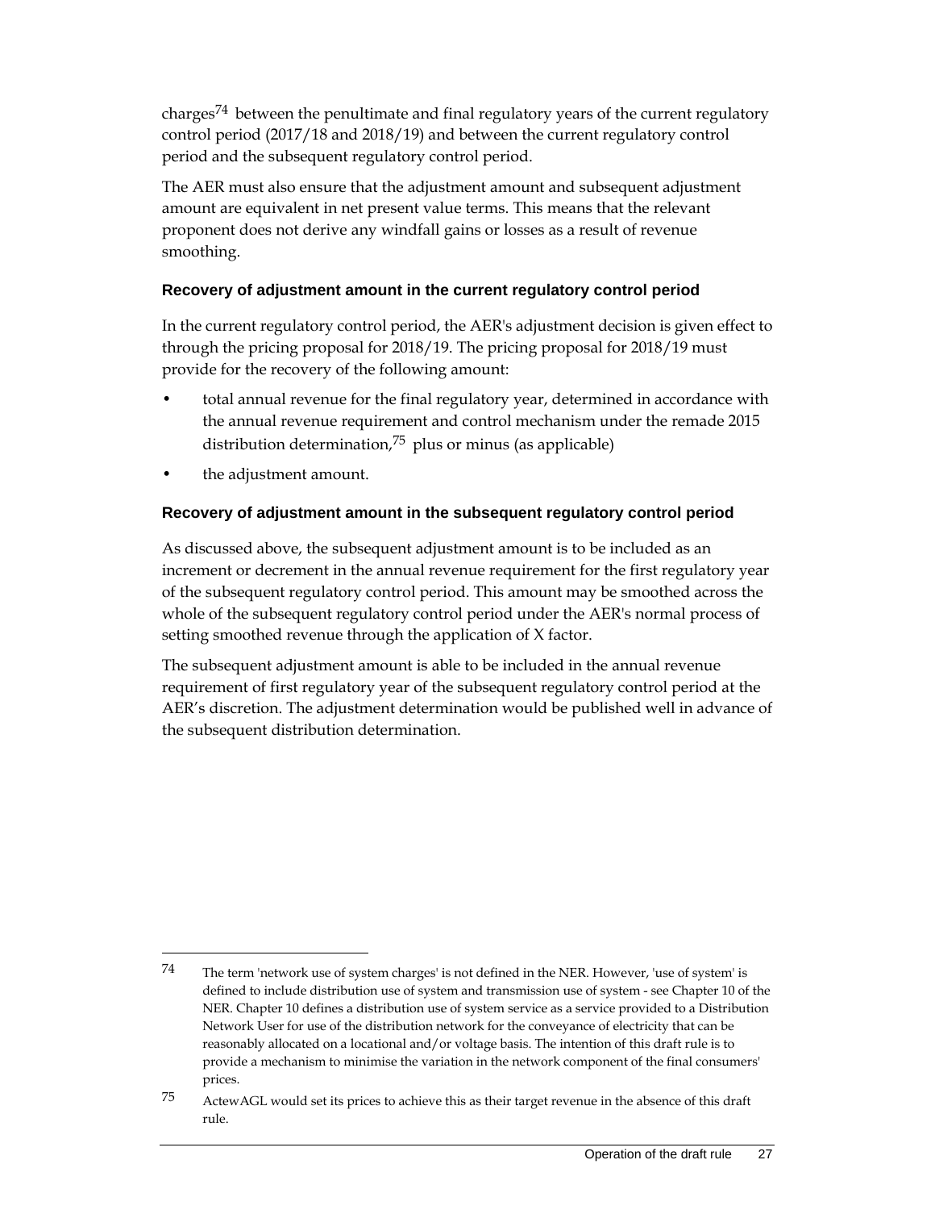charges[74] between the penultimate and final regulatory years of the current regulatory control period (2017/18 and 2018/19) and between the current regulatory control period and the subsequent regulatory control period.

The AER must also ensure that the adjustment amount and subsequent adjustment amount are equivalent in net present value terms. This means that the relevant proponent does not derive any windfall gains or losses as a result of revenue smoothing.

### Recovery of adjustment amount in the current regulatory control period

In the current regulatory control period, the AER's adjustment decision is given effect to through the pricing proposal for 2018/19. The pricing proposal for 2018/19 must provide for the recovery of the following amount:

- total annual revenue for the final regulatory year, determined in accordance with the annual revenue requirement and control mechanism under the remade 2015 distribution determination,[75] plus or minus (as applicable)
- the adjustment amount.

### Recovery of adjustment amount in the subsequent regulatory control period

As discussed above, the subsequent adjustment amount is to be included as an increment or decrement in the annual revenue requirement for the first regulatory year of the subsequent regulatory control period. This amount may be smoothed across the whole of the subsequent regulatory control period under the AER's normal process of setting smoothed revenue through the application of X factor.

The subsequent adjustment amount is able to be included in the annual revenue requirement of first regulatory year of the subsequent regulatory control period at the AER's discretion. The adjustment determination would be published well in advance of the subsequent distribution determination.

---

74 The term 'network use of system charges' is not defined in the NER. However, 'use of system' is defined to include distribution use of system and transmission use of system - see Chapter 10 of the NER. Chapter 10 defines a distribution use of system service as a service provided to a Distribution Network User for use of the distribution network for the conveyance of electricity that can be reasonably allocated on a locational and/or voltage basis. The intention of this draft rule is to provide a mechanism to minimise the variation in the network component of the final consumers' prices.

75 ActewAGL would set its prices to achieve this as their target revenue in the absence of this draft rule.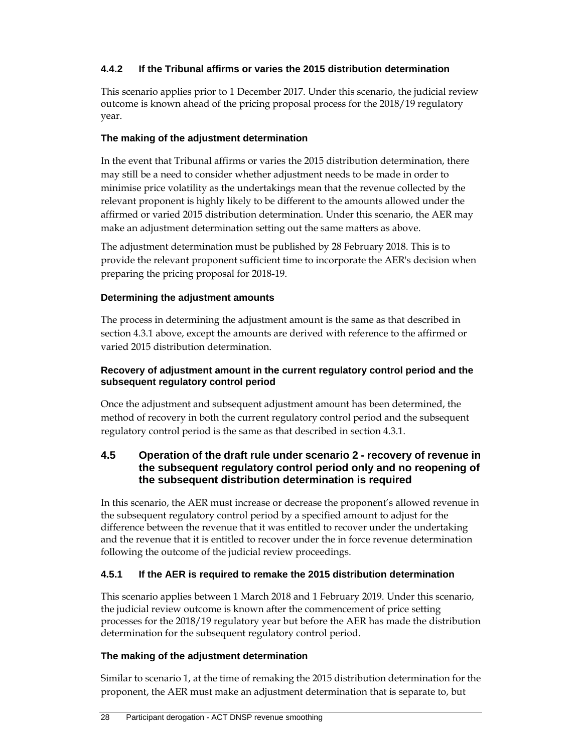### 4.4.2 If the Tribunal affirms or varies the 2015 distribution determination

This scenario applies prior to 1 December 2017. Under this scenario, the judicial review outcome is known ahead of the pricing proposal process for the 2018/19 regulatory year.

#### The making of the adjustment determination

In the event that Tribunal affirms or varies the 2015 distribution determination, there may still be a need to consider whether adjustment needs to be made in order to minimise price volatility as the undertakings mean that the revenue collected by the relevant proponent is highly likely to be different to the amounts allowed under the affirmed or varied 2015 distribution determination. Under this scenario, the AER may make an adjustment determination setting out the same matters as above.

The adjustment determination must be published by 28 February 2018. This is to provide the relevant proponent sufficient time to incorporate the AER's decision when preparing the pricing proposal for 2018-19.

#### Determining the adjustment amounts

The process in determining the adjustment amount is the same as that described in section 4.3.1 above, except the amounts are derived with reference to the affirmed or varied 2015 distribution determination.

#### Recovery of adjustment amount in the current regulatory control period and the subsequent regulatory control period

Once the adjustment and subsequent adjustment amount has been determined, the method of recovery in both the current regulatory control period and the subsequent regulatory control period is the same as that described in section 4.3.1.

## 4.5 Operation of the draft rule under scenario 2 - recovery of revenue in the subsequent regulatory control period only and no reopening of the subsequent distribution determination is required

In this scenario, the AER must increase or decrease the proponent's allowed revenue in the subsequent regulatory control period by a specified amount to adjust for the difference between the revenue that it was entitled to recover under the undertaking and the revenue that it is entitled to recover under the in force revenue determination following the outcome of the judicial review proceedings.

### 4.5.1 If the AER is required to remake the 2015 distribution determination

This scenario applies between 1 March 2018 and 1 February 2019. Under this scenario, the judicial review outcome is known after the commencement of price setting processes for the 2018/19 regulatory year but before the AER has made the distribution determination for the subsequent regulatory control period.

#### The making of the adjustment determination

Similar to scenario 1, at the time of remaking the 2015 distribution determination for the proponent, the AER must make an adjustment determination that is separate to, but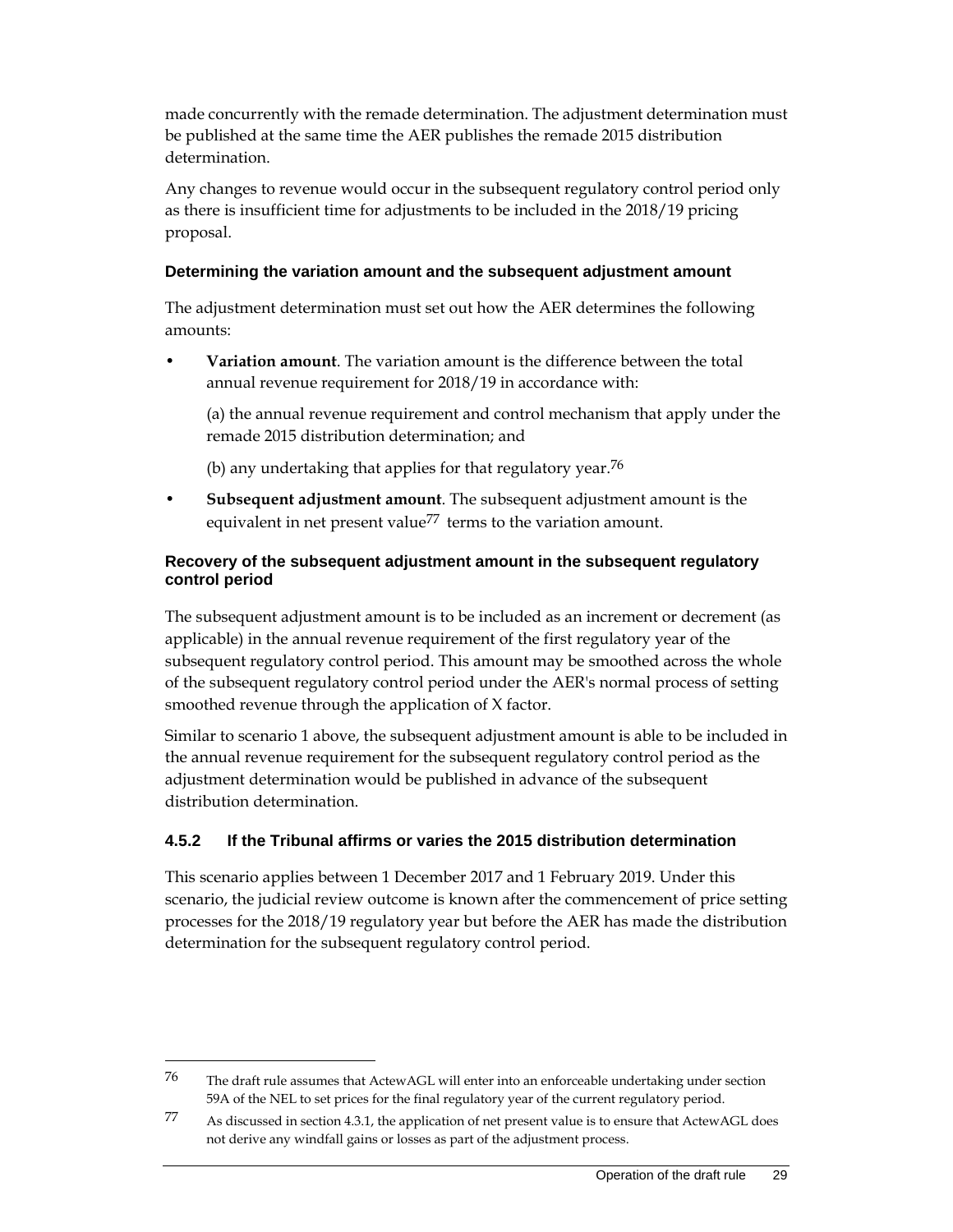made concurrently with the remade determination. The adjustment determination must be published at the same time the AER publishes the remade 2015 distribution determination.

Any changes to revenue would occur in the subsequent regulatory control period only as there is insufficient time for adjustments to be included in the 2018/19 pricing proposal.

#### Determining the variation amount and the subsequent adjustment amount

The adjustment determination must set out how the AER determines the following amounts:

- **Variation amount**. The variation amount is the difference between the total annual revenue requirement for 2018/19 in accordance with:

  (a) the annual revenue requirement and control mechanism that apply under the remade 2015 distribution determination; and

  (b) any undertaking that applies for that regulatory year.[76]

- **Subsequent adjustment amount**. The subsequent adjustment amount is the equivalent in net present value[77] terms to the variation amount.

#### Recovery of the subsequent adjustment amount in the subsequent regulatory control period

The subsequent adjustment amount is to be included as an increment or decrement (as applicable) in the annual revenue requirement of the first regulatory year of the subsequent regulatory control period. This amount may be smoothed across the whole of the subsequent regulatory control period under the AER's normal process of setting smoothed revenue through the application of X factor.

Similar to scenario 1 above, the subsequent adjustment amount is able to be included in the annual revenue requirement for the subsequent regulatory control period as the adjustment determination would be published in advance of the subsequent distribution determination.

### 4.5.2 If the Tribunal affirms or varies the 2015 distribution determination

This scenario applies between 1 December 2017 and 1 February 2019. Under this scenario, the judicial review outcome is known after the commencement of price setting processes for the 2018/19 regulatory year but before the AER has made the distribution determination for the subsequent regulatory control period.

---

[76] The draft rule assumes that ActewAGL will enter into an enforceable undertaking under section 59A of the NEL to set prices for the final regulatory year of the current regulatory period.

[77] As discussed in section 4.3.1, the application of net present value is to ensure that ActewAGL does not derive any windfall gains or losses as part of the adjustment process.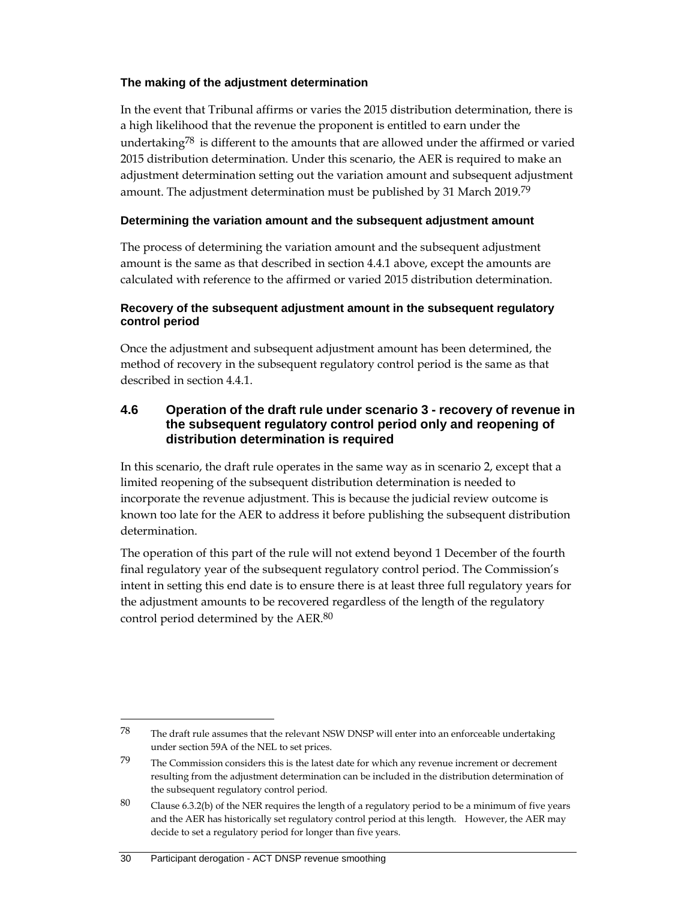**The making of the adjustment determination**

In the event that Tribunal affirms or varies the 2015 distribution determination, there is a high likelihood that the revenue the proponent is entitled to earn under the undertaking[78] is different to the amounts that are allowed under the affirmed or varied 2015 distribution determination. Under this scenario, the AER is required to make an adjustment determination setting out the variation amount and subsequent adjustment amount. The adjustment determination must be published by 31 March 2019.[79]

**Determining the variation amount and the subsequent adjustment amount**

The process of determining the variation amount and the subsequent adjustment amount is the same as that described in section 4.4.1 above, except the amounts are calculated with reference to the affirmed or varied 2015 distribution determination.

**Recovery of the subsequent adjustment amount in the subsequent regulatory control period**

Once the adjustment and subsequent adjustment amount has been determined, the method of recovery in the subsequent regulatory control period is the same as that described in section 4.4.1.

## 4.6 Operation of the draft rule under scenario 3 - recovery of revenue in the subsequent regulatory control period only and reopening of distribution determination is required

In this scenario, the draft rule operates in the same way as in scenario 2, except that a limited reopening of the subsequent distribution determination is needed to incorporate the revenue adjustment. This is because the judicial review outcome is known too late for the AER to address it before publishing the subsequent distribution determination.

The operation of this part of the rule will not extend beyond 1 December of the fourth final regulatory year of the subsequent regulatory control period. The Commission's intent in setting this end date is to ensure there is at least three full regulatory years for the adjustment amounts to be recovered regardless of the length of the regulatory control period determined by the AER.[80]

---

[78] The draft rule assumes that the relevant NSW DNSP will enter into an enforceable undertaking under section 59A of the NEL to set prices.

[79] The Commission considers this is the latest date for which any revenue increment or decrement resulting from the adjustment determination can be included in the distribution determination of the subsequent regulatory control period.

[80] Clause 6.3.2(b) of the NER requires the length of a regulatory period to be a minimum of five years and the AER has historically set regulatory control period at this length. However, the AER may decide to set a regulatory period for longer than five years.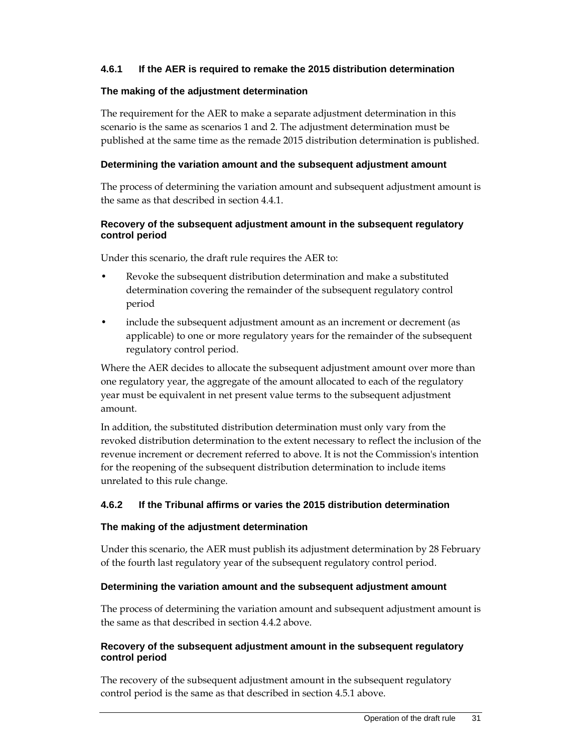### 4.6.1 If the AER is required to remake the 2015 distribution determination

#### The making of the adjustment determination

The requirement for the AER to make a separate adjustment determination in this scenario is the same as scenarios 1 and 2. The adjustment determination must be published at the same time as the remade 2015 distribution determination is published.

#### Determining the variation amount and the subsequent adjustment amount

The process of determining the variation amount and subsequent adjustment amount is the same as that described in section 4.4.1.

#### Recovery of the subsequent adjustment amount in the subsequent regulatory control period

Under this scenario, the draft rule requires the AER to:

- Revoke the subsequent distribution determination and make a substituted determination covering the remainder of the subsequent regulatory control period
- include the subsequent adjustment amount as an increment or decrement (as applicable) to one or more regulatory years for the remainder of the subsequent regulatory control period.

Where the AER decides to allocate the subsequent adjustment amount over more than one regulatory year, the aggregate of the amount allocated to each of the regulatory year must be equivalent in net present value terms to the subsequent adjustment amount.

In addition, the substituted distribution determination must only vary from the revoked distribution determination to the extent necessary to reflect the inclusion of the revenue increment or decrement referred to above. It is not the Commission's intention for the reopening of the subsequent distribution determination to include items unrelated to this rule change.

### 4.6.2 If the Tribunal affirms or varies the 2015 distribution determination

#### The making of the adjustment determination

Under this scenario, the AER must publish its adjustment determination by 28 February of the fourth last regulatory year of the subsequent regulatory control period.

#### Determining the variation amount and the subsequent adjustment amount

The process of determining the variation amount and subsequent adjustment amount is the same as that described in section 4.4.2 above.

#### Recovery of the subsequent adjustment amount in the subsequent regulatory control period

The recovery of the subsequent adjustment amount in the subsequent regulatory control period is the same as that described in section 4.5.1 above.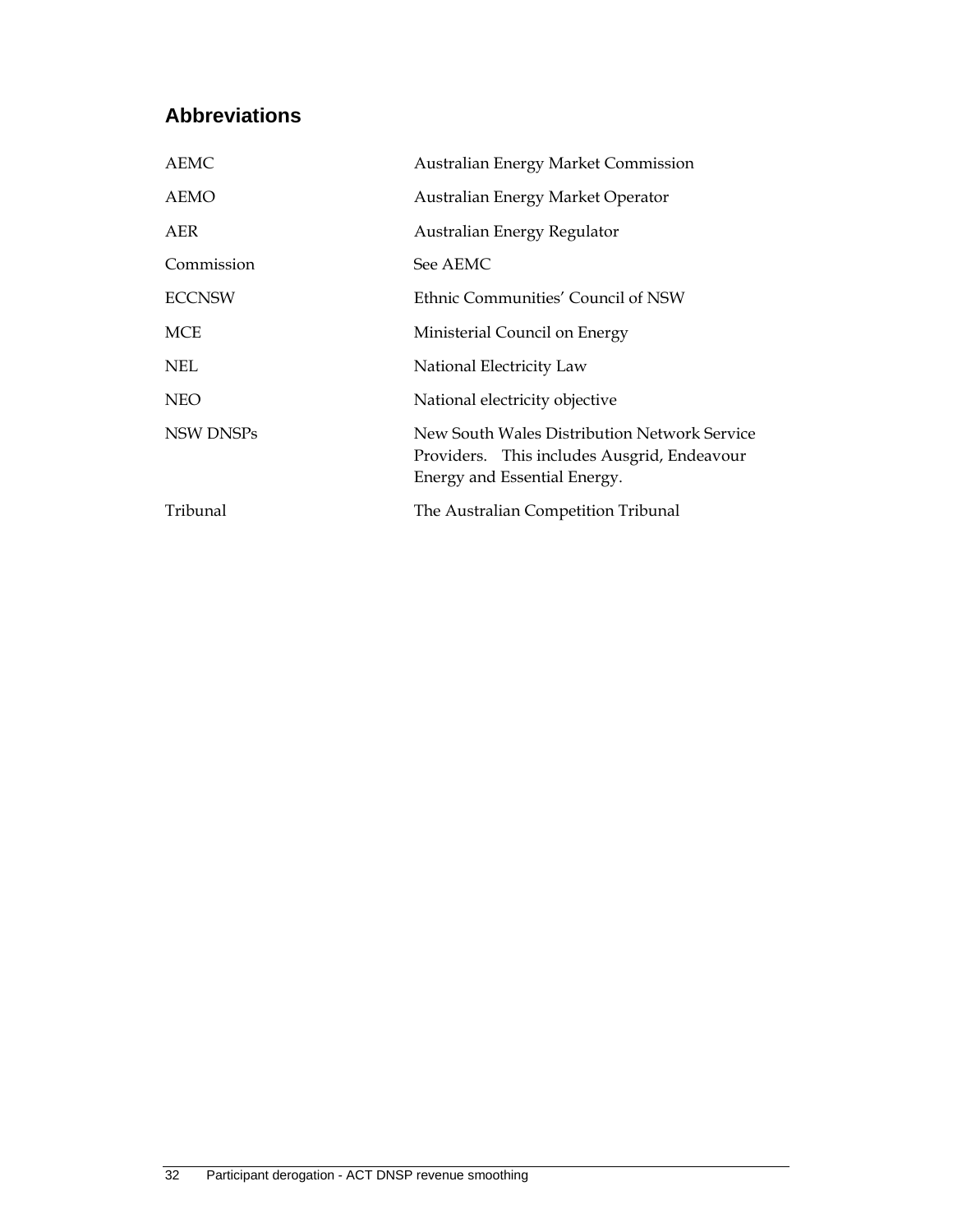## Abbreviations

| | |
|---|---|
| AEMC | Australian Energy Market Commission |
| AEMO | Australian Energy Market Operator |
| AER | Australian Energy Regulator |
| Commission | See AEMC |
| ECCNSW | Ethnic Communities' Council of NSW |
| MCE | Ministerial Council on Energy |
| NEL | National Electricity Law |
| NEO | National electricity objective |
| NSW DNSPs | New South Wales Distribution Network Service Providers. This includes Ausgrid, Endeavour Energy and Essential Energy. |
| Tribunal | The Australian Competition Tribunal |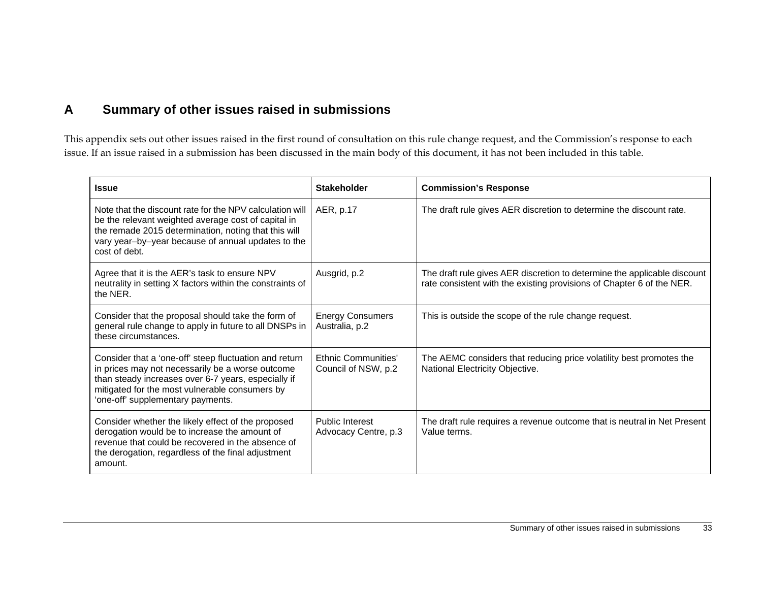# A Summary of other issues raised in submissions

This appendix sets out other issues raised in the first round of consultation on this rule change request, and the Commission's response to each issue. If an issue raised in a submission has been discussed in the main body of this document, it has not been included in this table.

| Issue | Stakeholder | Commission's Response |
| --- | --- | --- |
| Note that the discount rate for the NPV calculation will be the relevant weighted average cost of capital in the remade 2015 determination, noting that this will vary year–by–year because of annual updates to the cost of debt. | AER, p.17 | The draft rule gives AER discretion to determine the discount rate. |
| Agree that it is the AER's task to ensure NPV neutrality in setting X factors within the constraints of the NER. | Ausgrid, p.2 | The draft rule gives AER discretion to determine the applicable discount rate consistent with the existing provisions of Chapter 6 of the NER. |
| Consider that the proposal should take the form of general rule change to apply in future to all DNSPs in these circumstances. | Energy Consumers Australia, p.2 | This is outside the scope of the rule change request. |
| Consider that a 'one-off' steep fluctuation and return in prices may not necessarily be a worse outcome than steady increases over 6-7 years, especially if mitigated for the most vulnerable consumers by 'one-off' supplementary payments. | Ethnic Communities' Council of NSW, p.2 | The AEMC considers that reducing price volatility best promotes the National Electricity Objective. |
| Consider whether the likely effect of the proposed derogation would be to increase the amount of revenue that could be recovered in the absence of the derogation, regardless of the final adjustment amount. | Public Interest Advocacy Centre, p.3 | The draft rule requires a revenue outcome that is neutral in Net Present Value terms. |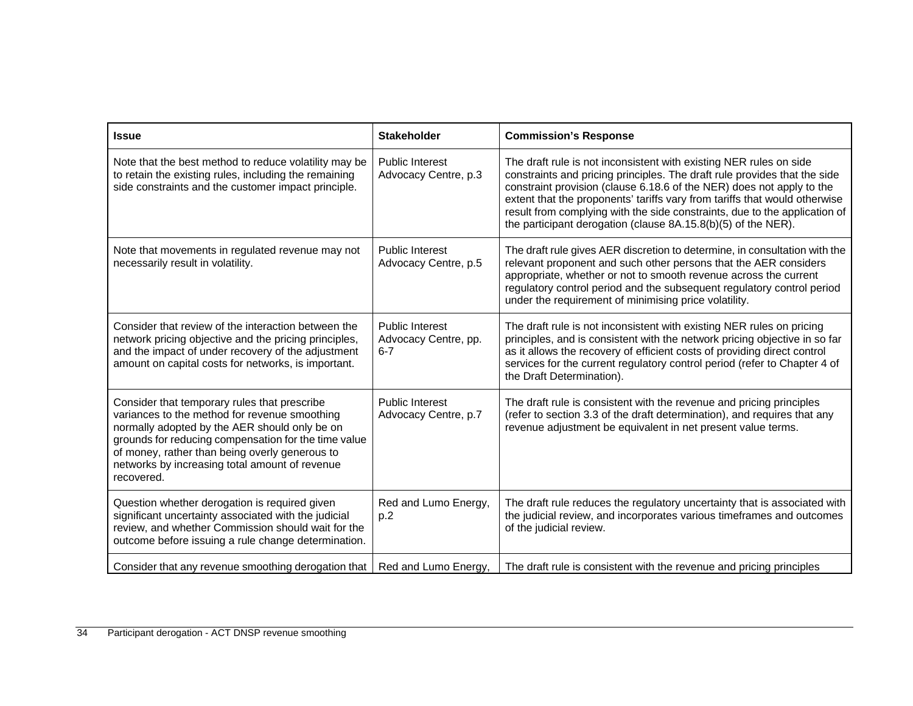| Issue | Stakeholder | Commission's Response |
| --- | --- | --- |
| Note that the best method to reduce volatility may be to retain the existing rules, including the remaining side constraints and the customer impact principle. | Public Interest Advocacy Centre, p.3 | The draft rule is not inconsistent with existing NER rules on side constraints and pricing principles. The draft rule provides that the side constraint provision (clause 6.18.6 of the NER) does not apply to the extent that the proponents' tariffs vary from tariffs that would otherwise result from complying with the side constraints, due to the application of the participant derogation (clause 8A.15.8(b)(5) of the NER). |
| Note that movements in regulated revenue may not necessarily result in volatility. | Public Interest Advocacy Centre, p.5 | The draft rule gives AER discretion to determine, in consultation with the relevant proponent and such other persons that the AER considers appropriate, whether or not to smooth revenue across the current regulatory control period and the subsequent regulatory control period under the requirement of minimising price volatility. |
| Consider that review of the interaction between the network pricing objective and the pricing principles, and the impact of under recovery of the adjustment amount on capital costs for networks, is important. | Public Interest Advocacy Centre, pp. 6-7 | The draft rule is not inconsistent with existing NER rules on pricing principles, and is consistent with the network pricing objective in so far as it allows the recovery of efficient costs of providing direct control services for the current regulatory control period (refer to Chapter 4 of the Draft Determination). |
| Consider that temporary rules that prescribe variances to the method for revenue smoothing normally adopted by the AER should only be on grounds for reducing compensation for the time value of money, rather than being overly generous to networks by increasing total amount of revenue recovered. | Public Interest Advocacy Centre, p.7 | The draft rule is consistent with the revenue and pricing principles (refer to section 3.3 of the draft determination), and requires that any revenue adjustment be equivalent in net present value terms. |
| Question whether derogation is required given significant uncertainty associated with the judicial review, and whether Commission should wait for the outcome before issuing a rule change determination. | Red and Lumo Energy, p.2 | The draft rule reduces the regulatory uncertainty that is associated with the judicial review, and incorporates various timeframes and outcomes of the judicial review. |
| Consider that any revenue smoothing derogation that | Red and Lumo Energy, | The draft rule is consistent with the revenue and pricing principles |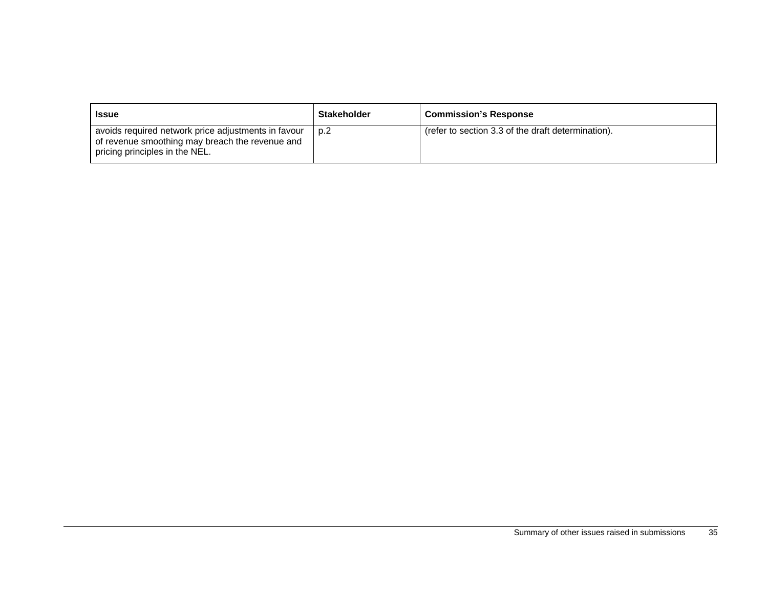| Issue | Stakeholder | Commission's Response |
| --- | --- | --- |
| avoids required network price adjustments in favour of revenue smoothing may breach the revenue and pricing principles in the NEL. | p.2 | (refer to section 3.3 of the draft determination). |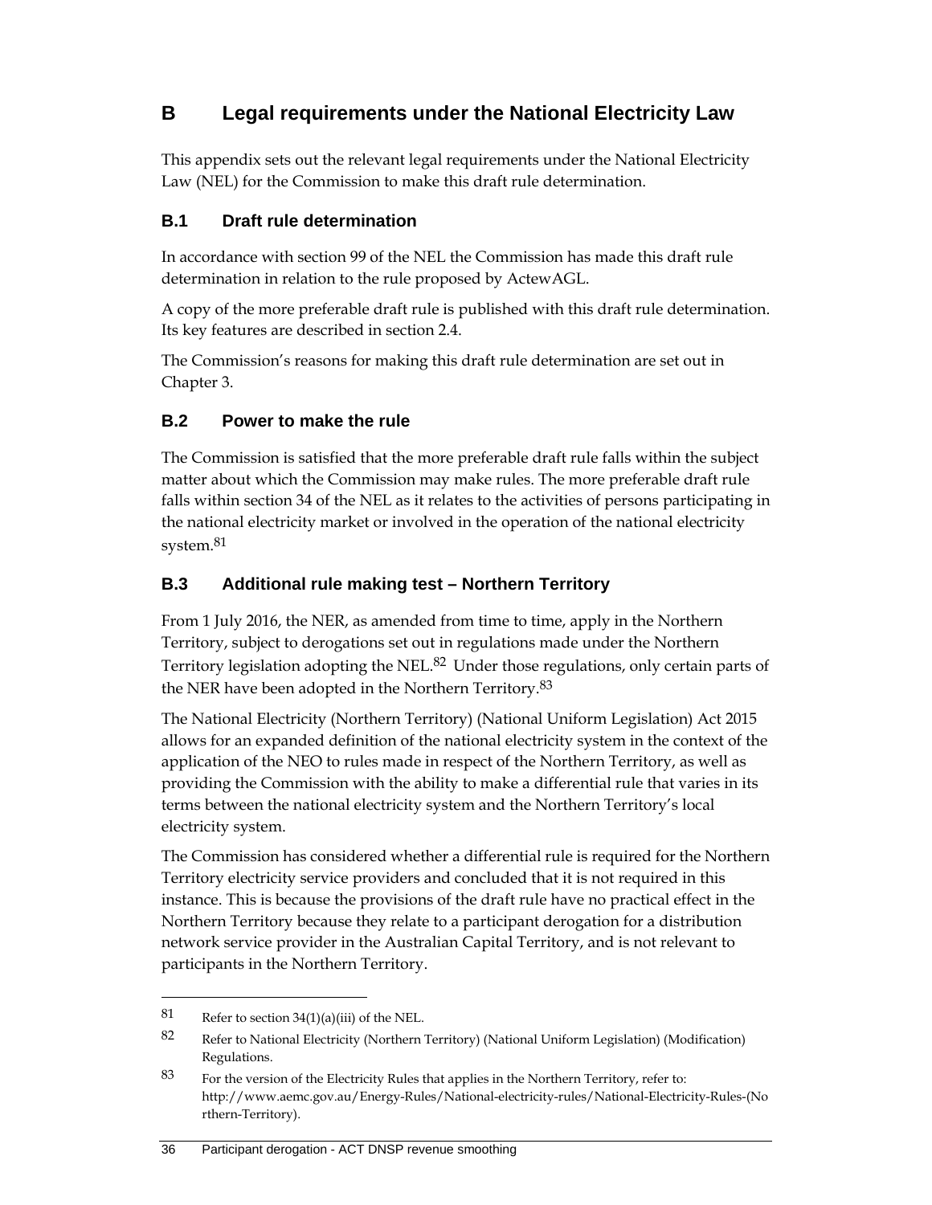# B Legal requirements under the National Electricity Law

This appendix sets out the relevant legal requirements under the National Electricity Law (NEL) for the Commission to make this draft rule determination.

## B.1 Draft rule determination

In accordance with section 99 of the NEL the Commission has made this draft rule determination in relation to the rule proposed by ActewAGL.

A copy of the more preferable draft rule is published with this draft rule determination. Its key features are described in section 2.4.

The Commission's reasons for making this draft rule determination are set out in Chapter 3.

## B.2 Power to make the rule

The Commission is satisfied that the more preferable draft rule falls within the subject matter about which the Commission may make rules. The more preferable draft rule falls within section 34 of the NEL as it relates to the activities of persons participating in the national electricity market or involved in the operation of the national electricity system.[81]

## B.3 Additional rule making test – Northern Territory

From 1 July 2016, the NER, as amended from time to time, apply in the Northern Territory, subject to derogations set out in regulations made under the Northern Territory legislation adopting the NEL.[82] Under those regulations, only certain parts of the NER have been adopted in the Northern Territory.[83]

The National Electricity (Northern Territory) (National Uniform Legislation) Act 2015 allows for an expanded definition of the national electricity system in the context of the application of the NEO to rules made in respect of the Northern Territory, as well as providing the Commission with the ability to make a differential rule that varies in its terms between the national electricity system and the Northern Territory's local electricity system.

The Commission has considered whether a differential rule is required for the Northern Territory electricity service providers and concluded that it is not required in this instance. This is because the provisions of the draft rule have no practical effect in the Northern Territory because they relate to a participant derogation for a distribution network service provider in the Australian Capital Territory, and is not relevant to participants in the Northern Territory.

---

81 Refer to section 34(1)(a)(iii) of the NEL.

82 Refer to National Electricity (Northern Territory) (National Uniform Legislation) (Modification) Regulations.

83 For the version of the Electricity Rules that applies in the Northern Territory, refer to: http://www.aemc.gov.au/Energy-Rules/National-electricity-rules/National-Electricity-Rules-(Northern-Territory).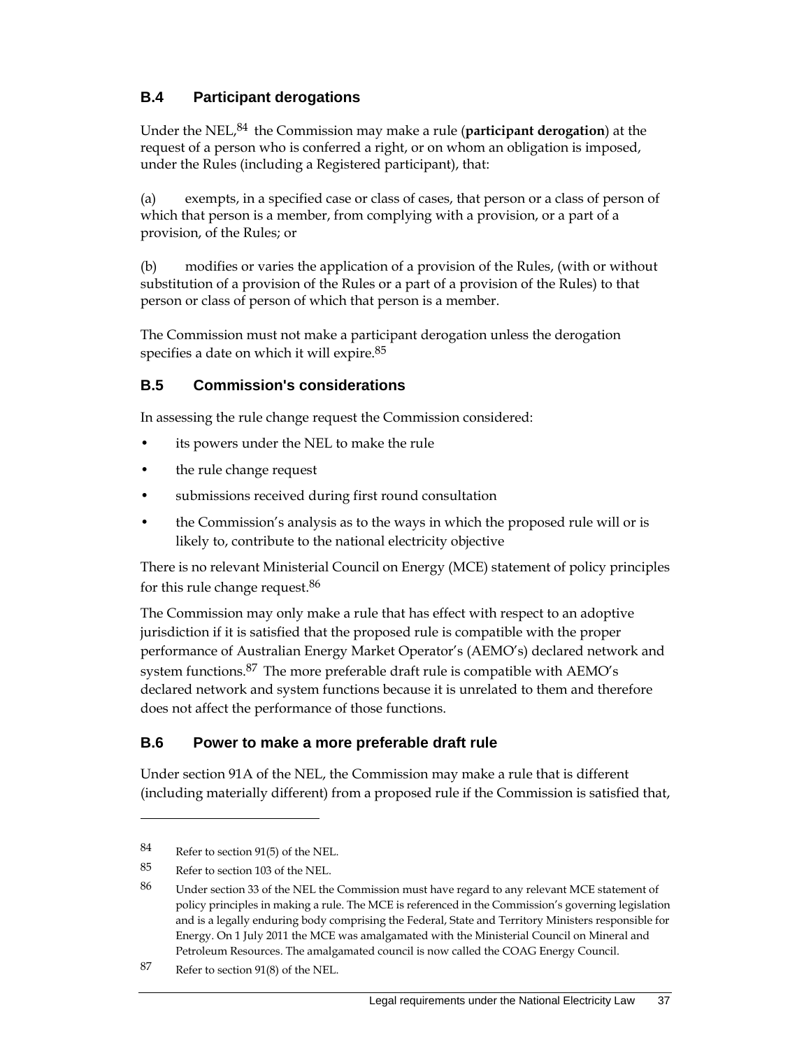## B.4 Participant derogations

Under the NEL,[84] the Commission may make a rule (**participant derogation**) at the request of a person who is conferred a right, or on whom an obligation is imposed, under the Rules (including a Registered participant), that:

(a) exempts, in a specified case or class of cases, that person or a class of person of which that person is a member, from complying with a provision, or a part of a provision, of the Rules; or

(b) modifies or varies the application of a provision of the Rules, (with or without substitution of a provision of the Rules or a part of a provision of the Rules) to that person or class of person of which that person is a member.

The Commission must not make a participant derogation unless the derogation specifies a date on which it will expire.[85]

## B.5 Commission's considerations

In assessing the rule change request the Commission considered:

- its powers under the NEL to make the rule
- the rule change request
- submissions received during first round consultation
- the Commission's analysis as to the ways in which the proposed rule will or is likely to, contribute to the national electricity objective

There is no relevant Ministerial Council on Energy (MCE) statement of policy principles for this rule change request.[86]

The Commission may only make a rule that has effect with respect to an adoptive jurisdiction if it is satisfied that the proposed rule is compatible with the proper performance of Australian Energy Market Operator's (AEMO's) declared network and system functions.[87] The more preferable draft rule is compatible with AEMO's declared network and system functions because it is unrelated to them and therefore does not affect the performance of those functions.

## B.6 Power to make a more preferable draft rule

Under section 91A of the NEL, the Commission may make a rule that is different (including materially different) from a proposed rule if the Commission is satisfied that,

---

84 Refer to section 91(5) of the NEL.

85 Refer to section 103 of the NEL.

86 Under section 33 of the NEL the Commission must have regard to any relevant MCE statement of policy principles in making a rule. The MCE is referenced in the Commission's governing legislation and is a legally enduring body comprising the Federal, State and Territory Ministers responsible for Energy. On 1 July 2011 the MCE was amalgamated with the Ministerial Council on Mineral and Petroleum Resources. The amalgamated council is now called the COAG Energy Council.

87 Refer to section 91(8) of the NEL.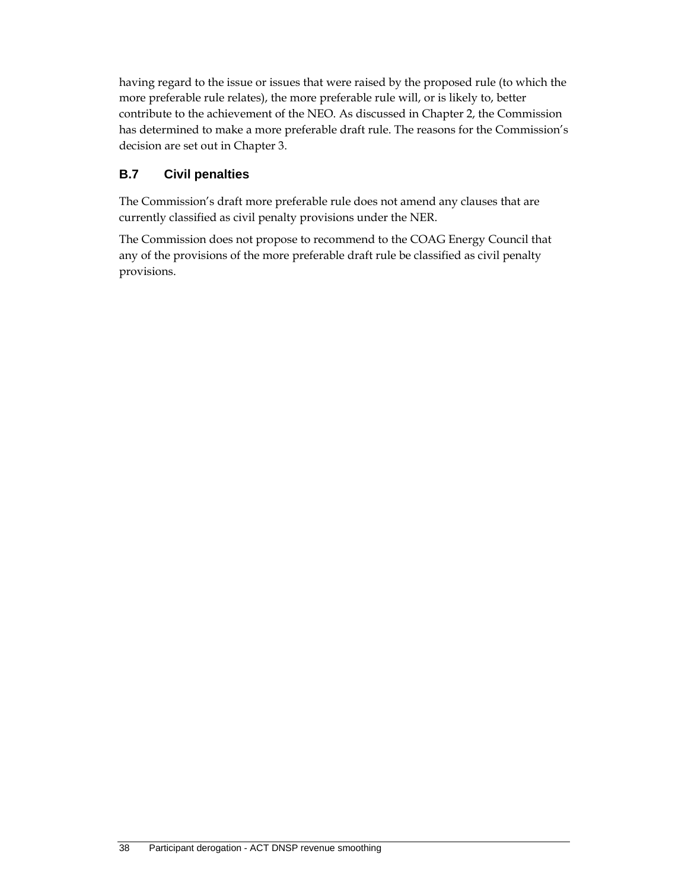having regard to the issue or issues that were raised by the proposed rule (to which the more preferable rule relates), the more preferable rule will, or is likely to, better contribute to the achievement of the NEO. As discussed in Chapter 2, the Commission has determined to make a more preferable draft rule. The reasons for the Commission's decision are set out in Chapter 3.

## B.7 Civil penalties

The Commission's draft more preferable rule does not amend any clauses that are currently classified as civil penalty provisions under the NER.

The Commission does not propose to recommend to the COAG Energy Council that any of the provisions of the more preferable draft rule be classified as civil penalty provisions.